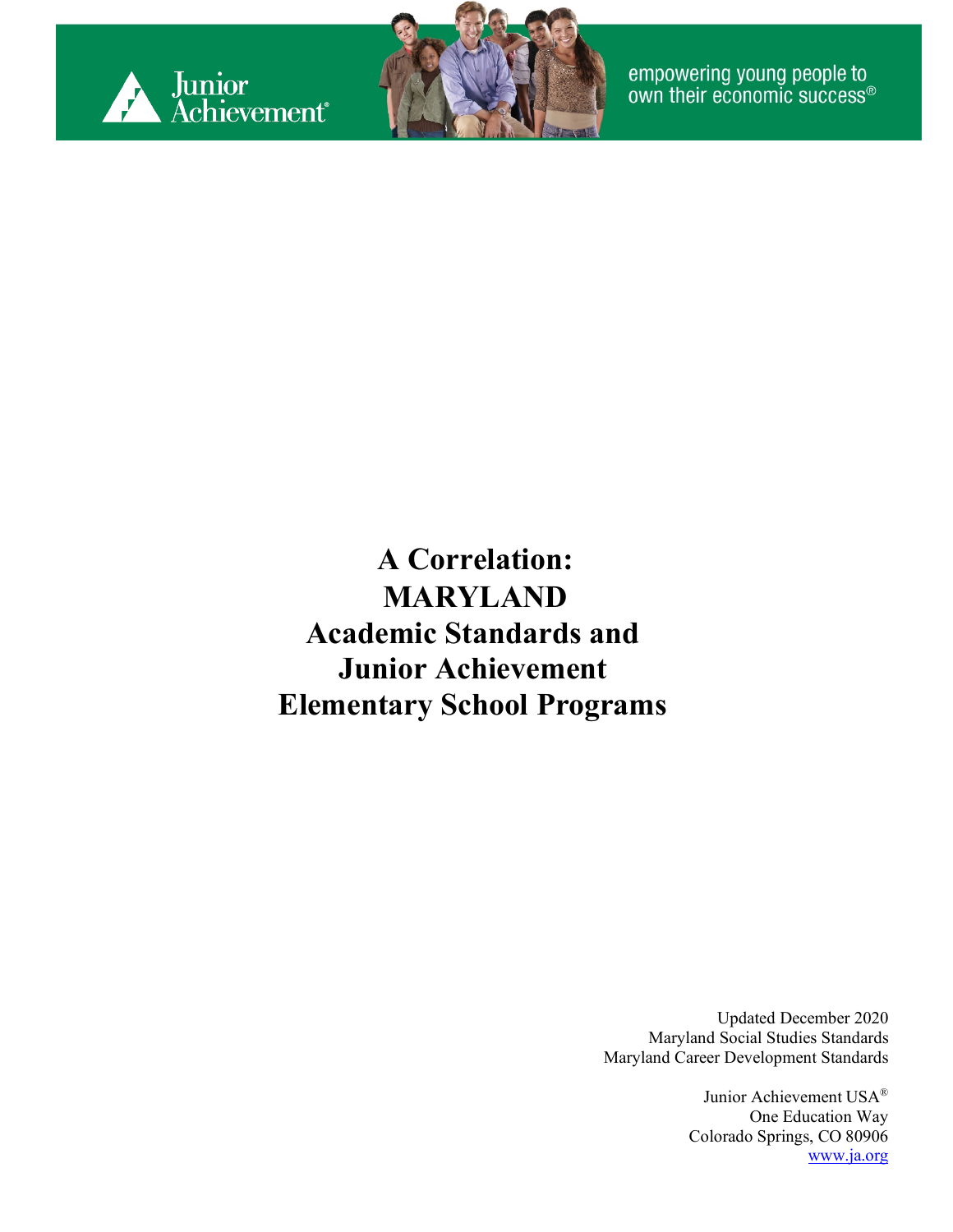Junior Achievement

empowering young people to own their economic success®

# A Correlation: MARYLAND Academic Standards and Junior Achievement Elementary School Programs

Updated December 2020
Maryland Social Studies Standards
Maryland Career Development Standards

Junior Achievement USA®
One Education Way
Colorado Springs, CO 80906
www.ja.org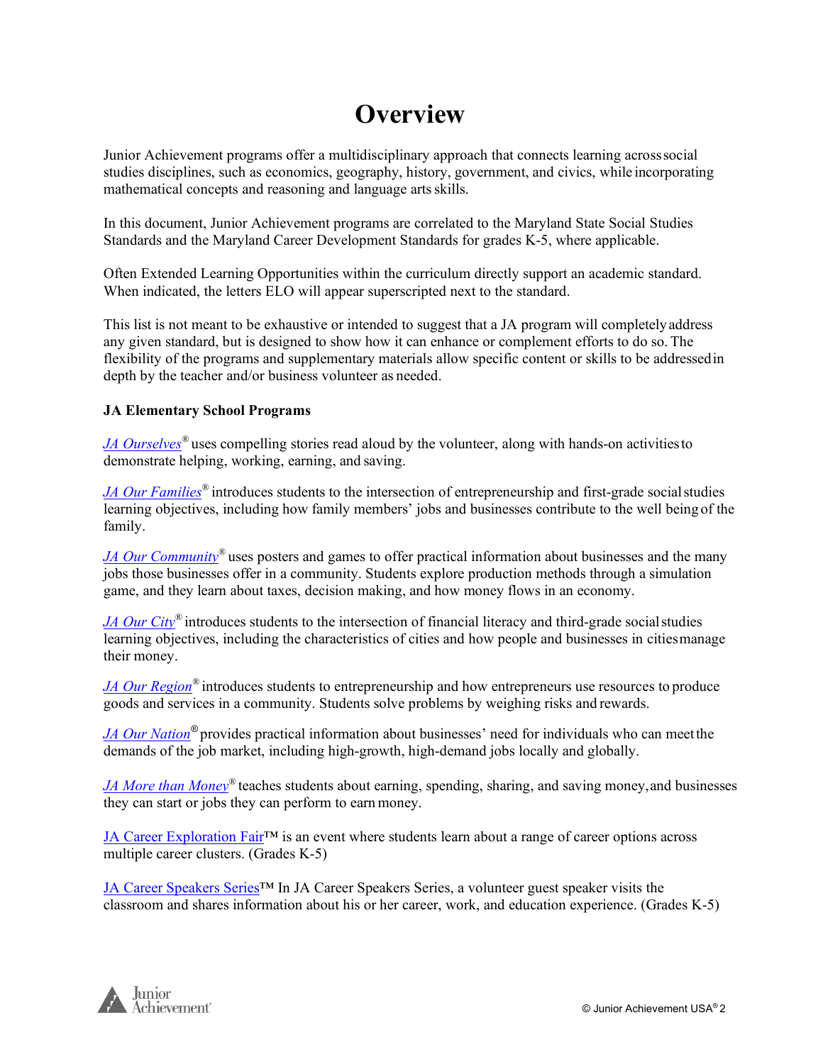# Overview

Junior Achievement programs offer a multidisciplinary approach that connects learning across social studies disciplines, such as economics, geography, history, government, and civics, while incorporating mathematical concepts and reasoning and language arts skills.

In this document, Junior Achievement programs are correlated to the Maryland State Social Studies Standards and the Maryland Career Development Standards for grades K-5, where applicable.

Often Extended Learning Opportunities within the curriculum directly support an academic standard. When indicated, the letters ELO will appear superscripted next to the standard.

This list is not meant to be exhaustive or intended to suggest that a JA program will completely address any given standard, but is designed to show how it can enhance or complement efforts to do so. The flexibility of the programs and supplementary materials allow specific content or skills to be addressed in depth by the teacher and/or business volunteer as needed.

**JA Elementary School Programs**

*JA Ourselves*® uses compelling stories read aloud by the volunteer, along with hands-on activities to demonstrate helping, working, earning, and saving.

*JA Our Families*® introduces students to the intersection of entrepreneurship and first-grade social studies learning objectives, including how family members' jobs and businesses contribute to the well being of the family.

*JA Our Community*® uses posters and games to offer practical information about businesses and the many jobs those businesses offer in a community. Students explore production methods through a simulation game, and they learn about taxes, decision making, and how money flows in an economy.

*JA Our City*® introduces students to the intersection of financial literacy and third-grade social studies learning objectives, including the characteristics of cities and how people and businesses in cities manage their money.

*JA Our Region*® introduces students to entrepreneurship and how entrepreneurs use resources to produce goods and services in a community. Students solve problems by weighing risks and rewards.

*JA Our Nation*® provides practical information about businesses' need for individuals who can meet the demands of the job market, including high-growth, high-demand jobs locally and globally.

*JA More than Money*® teaches students about earning, spending, sharing, and saving money, and businesses they can start or jobs they can perform to earn money.

JA Career Exploration Fair™ is an event where students learn about a range of career options across multiple career clusters. (Grades K-5)

JA Career Speakers Series™ In JA Career Speakers Series, a volunteer guest speaker visits the classroom and shares information about his or her career, work, and education experience. (Grades K-5)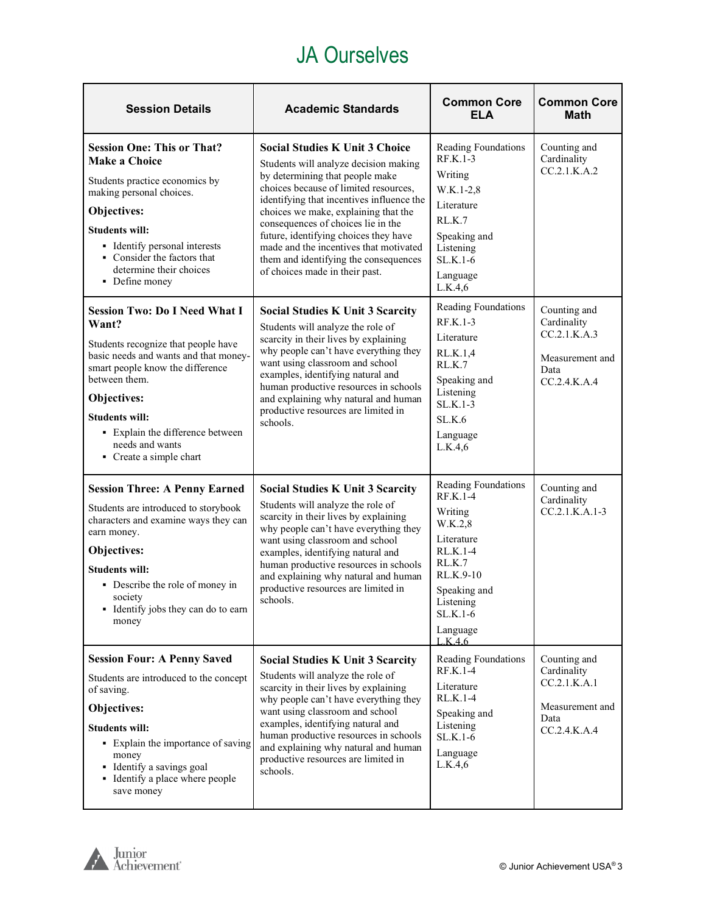# JA Ourselves

| Session Details | Academic Standards | Common Core ELA | Common Core Math |
|---|---|---|---|
| **Session One: This or That? Make a Choice**<br><br>Students practice economics by making personal choices.<br><br>**Objectives:**<br><br>**Students will:**<br>▪ Identify personal interests<br>▪ Consider the factors that determine their choices<br>▪ Define money | **Social Studies K Unit 3 Choice**<br><br>Students will analyze decision making by determining that people make choices because of limited resources, identifying that incentives influence the choices we make, explaining that the consequences of choices lie in the future, identifying choices they have made and the incentives that motivated them and identifying the consequences of choices made in their past. | Reading Foundations RF.K.1-3<br><br>Writing<br>W.K.1-2,8<br><br>Literature<br>RL.K.7<br><br>Speaking and Listening<br>SL.K.1-6<br><br>Language<br>L.K.4,6 | Counting and Cardinality<br>CC.2.1.K.A.2 |
| **Session Two: Do I Need What I Want?**<br><br>Students recognize that people have basic needs and wants and that money-smart people know the difference between them.<br><br>**Objectives:**<br><br>**Students will:**<br>▪ Explain the difference between needs and wants<br>▪ Create a simple chart | **Social Studies K Unit 3 Scarcity**<br><br>Students will analyze the role of scarcity in their lives by explaining why people can't have everything they want using classroom and school examples, identifying natural and human productive resources in schools and explaining why natural and human productive resources are limited in schools. | Reading Foundations<br>RF.K.1-3<br><br>Literature<br>RL.K.1,4<br>RL.K.7<br><br>Speaking and Listening<br>SL.K.1-3<br>SL.K.6<br><br>Language<br>L.K.4,6 | Counting and Cardinality<br>CC.2.1.K.A.3<br><br>Measurement and Data<br>CC.2.4.K.A.4 |
| **Session Three: A Penny Earned**<br><br>Students are introduced to storybook characters and examine ways they can earn money.<br><br>**Objectives:**<br><br>**Students will:**<br>▪ Describe the role of money in society<br>▪ Identify jobs they can do to earn money | **Social Studies K Unit 3 Scarcity**<br><br>Students will analyze the role of scarcity in their lives by explaining why people can't have everything they want using classroom and school examples, identifying natural and human productive resources in schools and explaining why natural and human productive resources are limited in schools. | Reading Foundations RF.K.1-4<br><br>Writing<br>W.K.2,8<br><br>Literature<br>RL.K.1-4<br>RL.K.7<br>RL.K.9-10<br><br>Speaking and Listening<br>SL.K.1-6<br><br>Language<br>L.K.4,6 | Counting and Cardinality<br>CC.2.1.K.A.1-3 |
| **Session Four: A Penny Saved**<br><br>Students are introduced to the concept of saving.<br><br>**Objectives:**<br><br>**Students will:**<br>▪ Explain the importance of saving money<br>▪ Identify a savings goal<br>▪ Identify a place where people save money | **Social Studies K Unit 3 Scarcity**<br><br>Students will analyze the role of scarcity in their lives by explaining why people can't have everything they want using classroom and school examples, identifying natural and human productive resources in schools and explaining why natural and human productive resources are limited in schools. | Reading Foundations RF.K.1-4<br><br>Literature<br>RL.K.1-4<br><br>Speaking and Listening<br>SL.K.1-6<br><br>Language<br>L.K.4,6 | Counting and Cardinality<br>CC.2.1.K.A.1<br><br>Measurement and Data<br>CC.2.4.K.A.4 |

Junior Achievement

© Junior Achievement USA®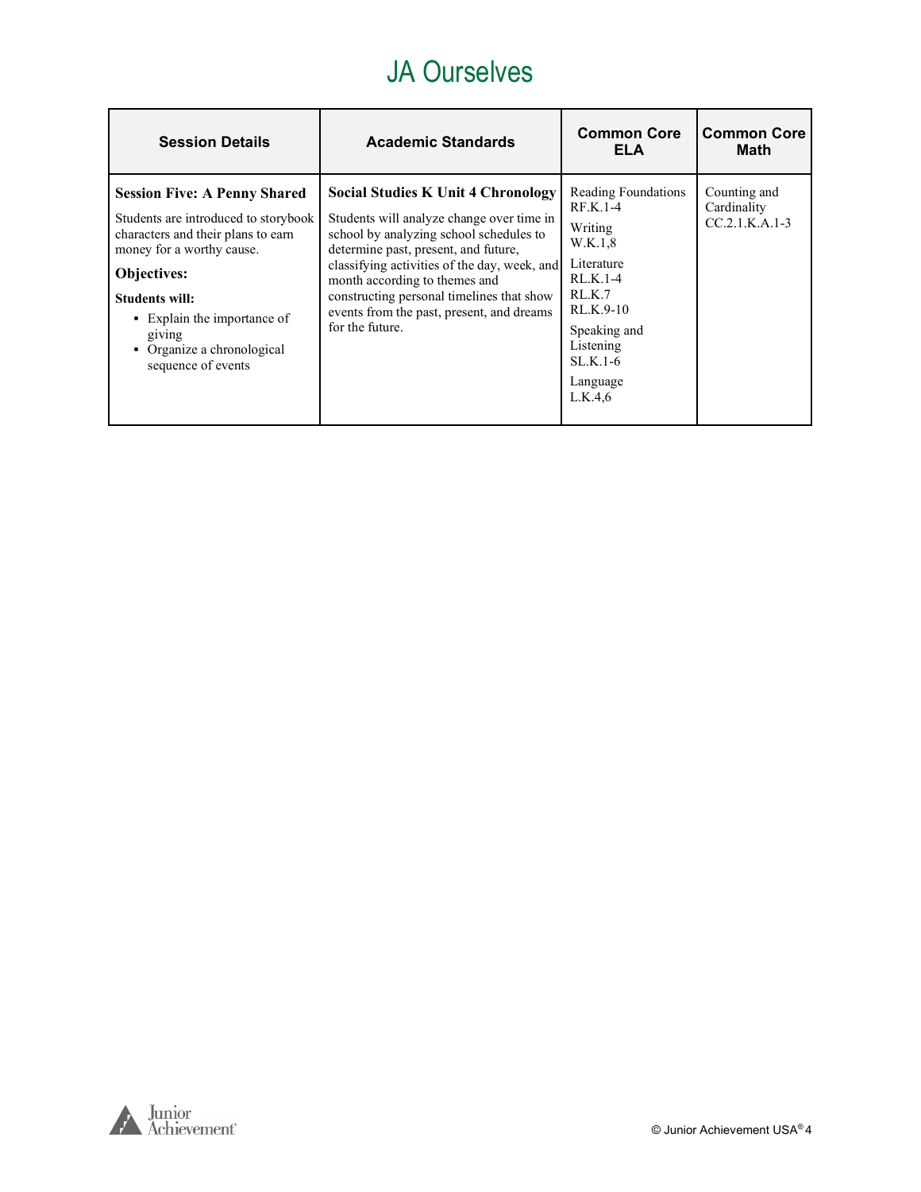# JA Ourselves

| Session Details | Academic Standards | Common Core ELA | Common Core Math |
|---|---|---|---|
| **Session Five: A Penny Shared**<br><br>Students are introduced to storybook characters and their plans to earn money for a worthy cause.<br><br>**Objectives:**<br><br>**Students will:**<br>▪ Explain the importance of giving<br>▪ Organize a chronological sequence of events | **Social Studies K Unit 4 Chronology**<br><br>Students will analyze change over time in school by analyzing school schedules to determine past, present, and future, classifying activities of the day, week, and month according to themes and constructing personal timelines that show events from the past, present, and dreams for the future. | Reading Foundations RF.K.1-4<br><br>Writing W.K.1,8<br><br>Literature RL.K.1-4 RL.K.7 RL.K.9-10<br><br>Speaking and Listening SL.K.1-6<br><br>Language L.K.4,6 | Counting and Cardinality CC.2.1.K.A.1-3 |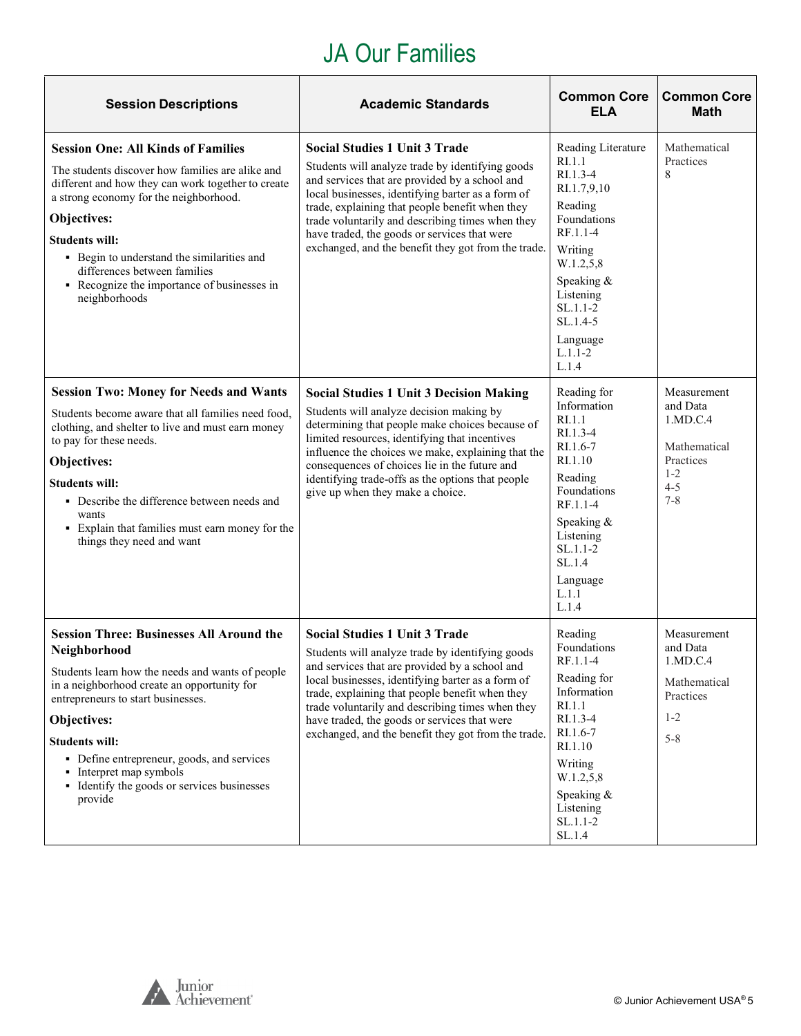# JA Our Families

| Session Descriptions | Academic Standards | Common Core ELA | Common Core Math |
|---|---|---|---|
| **Session One: All Kinds of Families**<br>The students discover how families are alike and different and how they can work together to create a strong economy for the neighborhood.<br>**Objectives:**<br>**Students will:**<br>▪ Begin to understand the similarities and differences between families<br>▪ Recognize the importance of businesses in neighborhoods | **Social Studies 1 Unit 3 Trade**<br>Students will analyze trade by identifying goods and services that are provided by a school and local businesses, identifying barter as a form of trade, explaining that people benefit when they trade voluntarily and describing times when they have traded, the goods or services that were exchanged, and the benefit they got from the trade. | Reading Literature<br>RI.1.1<br>RI.1.3-4<br>RI.1.7,9,10<br>Reading Foundations<br>RF.1.1-4<br>Writing<br>W.1.2,5,8<br>Speaking & Listening<br>SL.1.1-2<br>SL.1.4-5<br>Language<br>L.1.1-2<br>L.1.4 | Mathematical Practices<br>8 |
| **Session Two: Money for Needs and Wants**<br>Students become aware that all families need food, clothing, and shelter to live and must earn money to pay for these needs.<br>**Objectives:**<br>**Students will:**<br>▪ Describe the difference between needs and wants<br>▪ Explain that families must earn money for the things they need and want | **Social Studies 1 Unit 3 Decision Making**<br>Students will analyze decision making by determining that people make choices because of limited resources, identifying that incentives influence the choices we make, explaining that the consequences of choices lie in the future and identifying trade-offs as the options that people give up when they make a choice. | Reading for Information<br>RI.1.1<br>RI.1.3-4<br>RI.1.6-7<br>RI.1.10<br>Reading Foundations<br>RF.1.1-4<br>Speaking & Listening<br>SL.1.1-2<br>SL.1.4<br>Language<br>L.1.1<br>L.1.4 | Measurement and Data<br>1.MD.C.4<br><br>Mathematical Practices<br>1-2<br>4-5<br>7-8 |
| **Session Three: Businesses All Around the Neighborhood**<br>Students learn how the needs and wants of people in a neighborhood create an opportunity for entrepreneurs to start businesses.<br>**Objectives:**<br>**Students will:**<br>▪ Define entrepreneur, goods, and services<br>▪ Interpret map symbols<br>▪ Identify the goods or services businesses provide | **Social Studies 1 Unit 3 Trade**<br>Students will analyze trade by identifying goods and services that are provided by a school and local businesses, identifying barter as a form of trade, explaining that people benefit when they trade voluntarily and describing times when they have traded, the goods or services that were exchanged, and the benefit they got from the trade. | Reading Foundations<br>RF.1.1-4<br>Reading for Information<br>RI.1.1<br>RI.1.3-4<br>RI.1.6-7<br>RI.1.10<br>Writing<br>W.1.2,5,8<br>Speaking & Listening<br>SL.1.1-2<br>SL.1.4 | Measurement and Data<br>1.MD.C.4<br><br>Mathematical Practices<br><br>1-2<br><br>5-8 |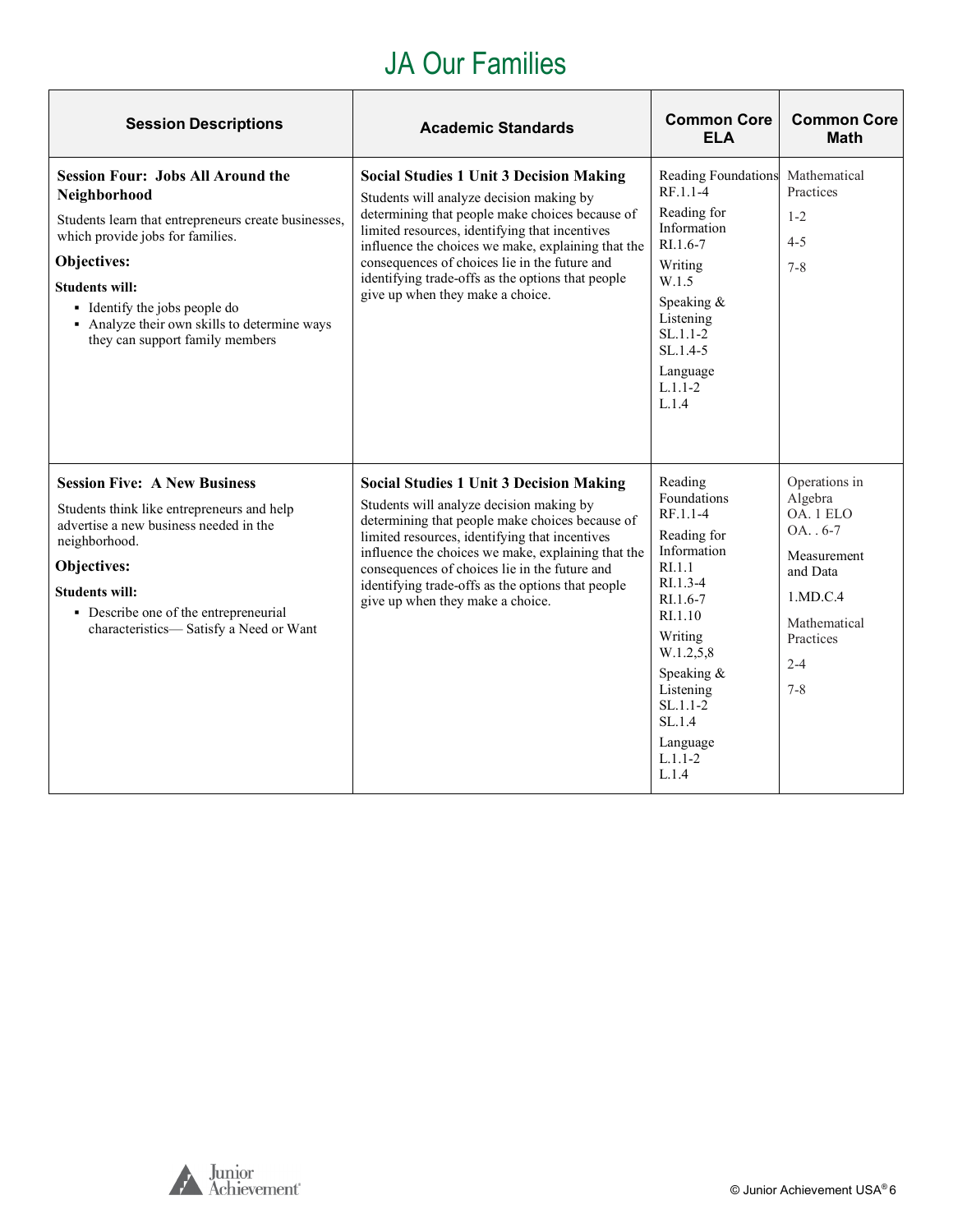# JA Our Families

| Session Descriptions | Academic Standards | Common Core ELA | Common Core Math |
|---|---|---|---|
| **Session Four: Jobs All Around the Neighborhood**<br>Students learn that entrepreneurs create businesses, which provide jobs for families.<br>**Objectives:**<br>**Students will:**<br>▪ Identify the jobs people do<br>▪ Analyze their own skills to determine ways they can support family members | **Social Studies 1 Unit 3 Decision Making**<br>Students will analyze decision making by determining that people make choices because of limited resources, identifying that incentives influence the choices we make, explaining that the consequences of choices lie in the future and identifying trade-offs as the options that people give up when they make a choice. | Reading Foundations RF.1.1-4<br>Reading for Information RI.1.6-7<br>Writing W.1.5<br>Speaking & Listening SL.1.1-2 SL.1.4-5<br>Language L.1.1-2 L.1.4 | Mathematical Practices<br>1-2<br>4-5<br>7-8 |
| **Session Five: A New Business**<br>Students think like entrepreneurs and help advertise a new business needed in the neighborhood.<br>**Objectives:**<br>**Students will:**<br>▪ Describe one of the entrepreneurial characteristics— Satisfy a Need or Want | **Social Studies 1 Unit 3 Decision Making**<br>Students will analyze decision making by determining that people make choices because of limited resources, identifying that incentives influence the choices we make, explaining that the consequences of choices lie in the future and identifying trade-offs as the options that people give up when they make a choice. | Reading Foundations RF.1.1-4<br>Reading for Information RI.1.1 RI.1.3-4 RI.1.6-7 RI.1.10<br>Writing W.1.2,5,8<br>Speaking & Listening SL.1.1-2 SL.1.4<br>Language L.1.1-2 L.1.4 | Operations in Algebra OA. 1 ELO OA. . 6-7<br>Measurement and Data<br>1.MD.C.4<br>Mathematical Practices<br>2-4<br>7-8 |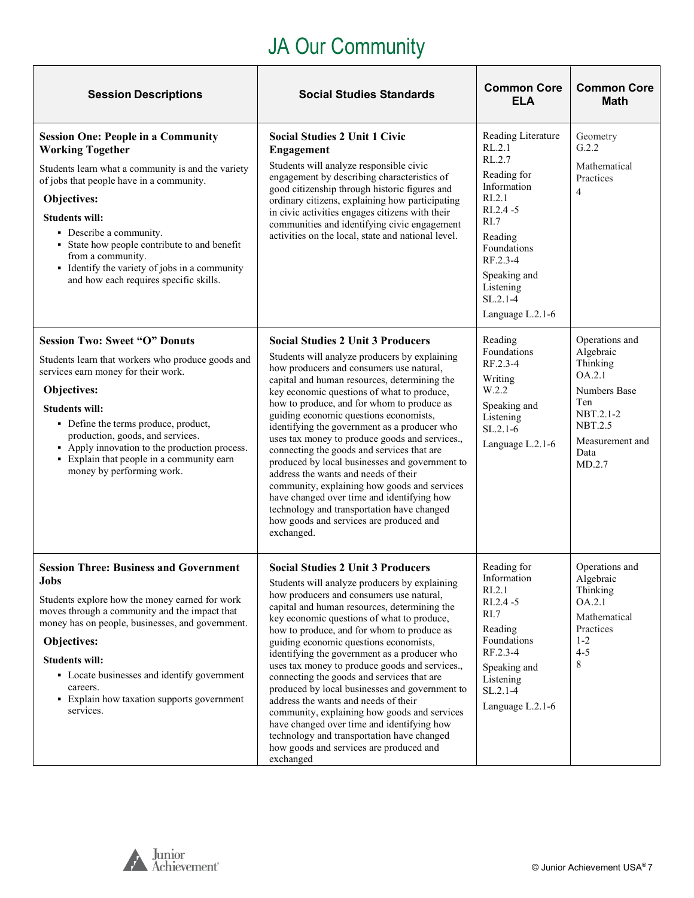# JA Our Community

| Session Descriptions | Social Studies Standards | Common Core ELA | Common Core Math |
|---|---|---|---|
| **Session One: People in a Community Working Together**<br><br>Students learn what a community is and the variety of jobs that people have in a community.<br><br>**Objectives:**<br><br>**Students will:**<br>▪ Describe a community.<br>▪ State how people contribute to and benefit from a community.<br>▪ Identify the variety of jobs in a community and how each requires specific skills. | **Social Studies 2 Unit 1 Civic Engagement**<br><br>Students will analyze responsible civic engagement by describing characteristics of good citizenship through historic figures and ordinary citizens, explaining how participating in civic activities engages citizens with their communities and identifying civic engagement activities on the local, state and national level. | Reading Literature RL.2.1 RL.2.7<br><br>Reading for Information RI.2.1 RI.2.4 -5 RI.7<br><br>Reading Foundations RF.2.3-4<br><br>Speaking and Listening SL.2.1-4<br><br>Language L.2.1-6 | Geometry G.2.2<br><br>Mathematical Practices 4 |
| **Session Two: Sweet "O" Donuts**<br><br>Students learn that workers who produce goods and services earn money for their work.<br><br>**Objectives:**<br><br>**Students will:**<br>▪ Define the terms produce, product, production, goods, and services.<br>▪ Apply innovation to the production process.<br>▪ Explain that people in a community earn money by performing work. | **Social Studies 2 Unit 3 Producers**<br><br>Students will analyze producers by explaining how producers and consumers use natural, capital and human resources, determining the key economic questions of what to produce, how to produce, and for whom to produce as guiding economic questions economists, identifying the government as a producer who uses tax money to produce goods and services., connecting the goods and services that are produced by local businesses and government to address the wants and needs of their community, explaining how goods and services have changed over time and identifying how technology and transportation have changed how goods and services are produced and exchanged. | Reading Foundations RF.2.3-4<br><br>Writing W.2.2<br><br>Speaking and Listening SL.2.1-6<br><br>Language L.2.1-6 | Operations and Algebraic Thinking OA.2.1<br><br>Numbers Base Ten NBT.2.1-2 NBT.2.5<br><br>Measurement and Data MD.2.7 |
| **Session Three: Business and Government Jobs**<br><br>Students explore how the money earned for work moves through a community and the impact that money has on people, businesses, and government.<br><br>**Objectives:**<br><br>**Students will:**<br>▪ Locate businesses and identify government careers.<br>▪ Explain how taxation supports government services. | **Social Studies 2 Unit 3 Producers**<br><br>Students will analyze producers by explaining how producers and consumers use natural, capital and human resources, determining the key economic questions of what to produce, how to produce, and for whom to produce as guiding economic questions economists, identifying the government as a producer who uses tax money to produce goods and services., connecting the goods and services that are produced by local businesses and government to address the wants and needs of their community, explaining how goods and services have changed over time and identifying how technology and transportation have changed how goods and services are produced and exchanged | Reading for Information RI.2.1 RI.2.4 -5 RI.7<br><br>Reading Foundations RF.2.3-4<br><br>Speaking and Listening SL.2.1-4<br><br>Language L.2.1-6 | Operations and Algebraic Thinking OA.2.1<br><br>Mathematical Practices 1-2 4-5 8 |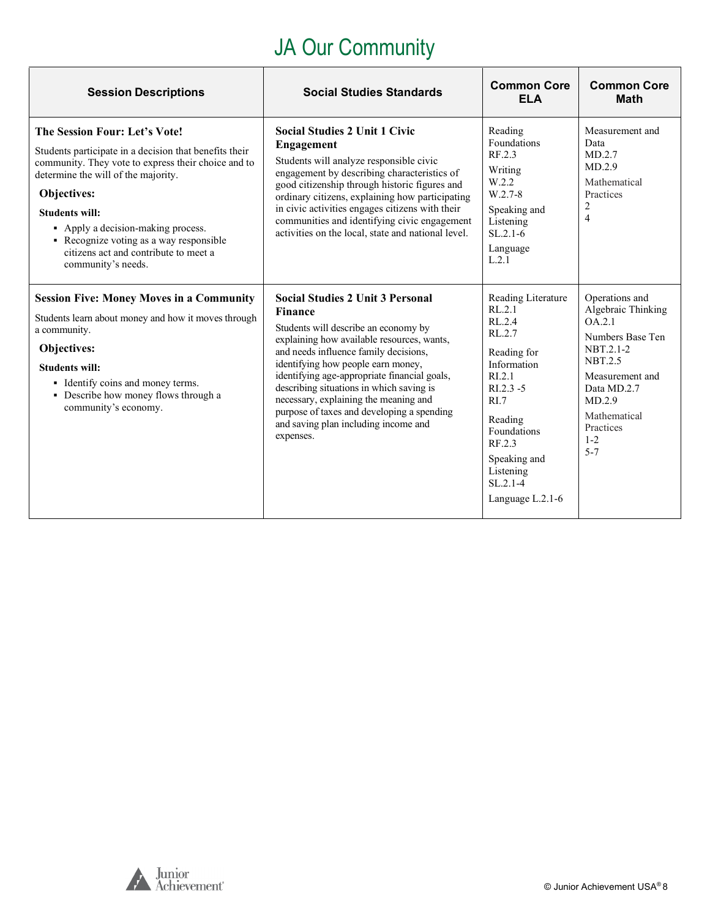# JA Our Community

| Session Descriptions | Social Studies Standards | Common Core ELA | Common Core Math |
|---|---|---|---|
| **The Session Four: Let's Vote!**<br>Students participate in a decision that benefits their community. They vote to express their choice and to determine the will of the majority.<br>**Objectives:**<br>**Students will:**<br>▪ Apply a decision-making process.<br>▪ Recognize voting as a way responsible citizens act and contribute to meet a community's needs. | **Social Studies 2 Unit 1 Civic Engagement**<br>Students will analyze responsible civic engagement by describing characteristics of good citizenship through historic figures and ordinary citizens, explaining how participating in civic activities engages citizens with their communities and identifying civic engagement activities on the local, state and national level. | Reading Foundations<br>RF.2.3<br>Writing<br>W.2.2<br>W.2.7-8<br>Speaking and Listening<br>SL.2.1-6<br>Language<br>L.2.1 | Measurement and Data<br>MD.2.7<br>MD.2.9<br>Mathematical Practices<br>2<br>4 |
| **Session Five: Money Moves in a Community**<br>Students learn about money and how it moves through a community.<br>**Objectives:**<br>**Students will:**<br>▪ Identify coins and money terms.<br>▪ Describe how money flows through a community's economy. | **Social Studies 2 Unit 3 Personal Finance**<br>Students will describe an economy by explaining how available resources, wants, and needs influence family decisions, identifying how people earn money, identifying age-appropriate financial goals, describing situations in which saving is necessary, explaining the meaning and purpose of taxes and developing a spending and saving plan including income and expenses. | Reading Literature<br>RL.2.1<br>RL.2.4<br>RL.2.7<br>Reading for Information<br>RI.2.1<br>RI.2.3 -5<br>RI.7<br>Reading Foundations<br>RF.2.3<br>Speaking and Listening<br>SL.2.1-4<br>Language L.2.1-6 | Operations and Algebraic Thinking<br>OA.2.1<br>Numbers Base Ten<br>NBT.2.1-2<br>NBT.2.5<br>Measurement and Data MD.2.7<br>MD.2.9<br>Mathematical Practices<br>1-2<br>5-7 |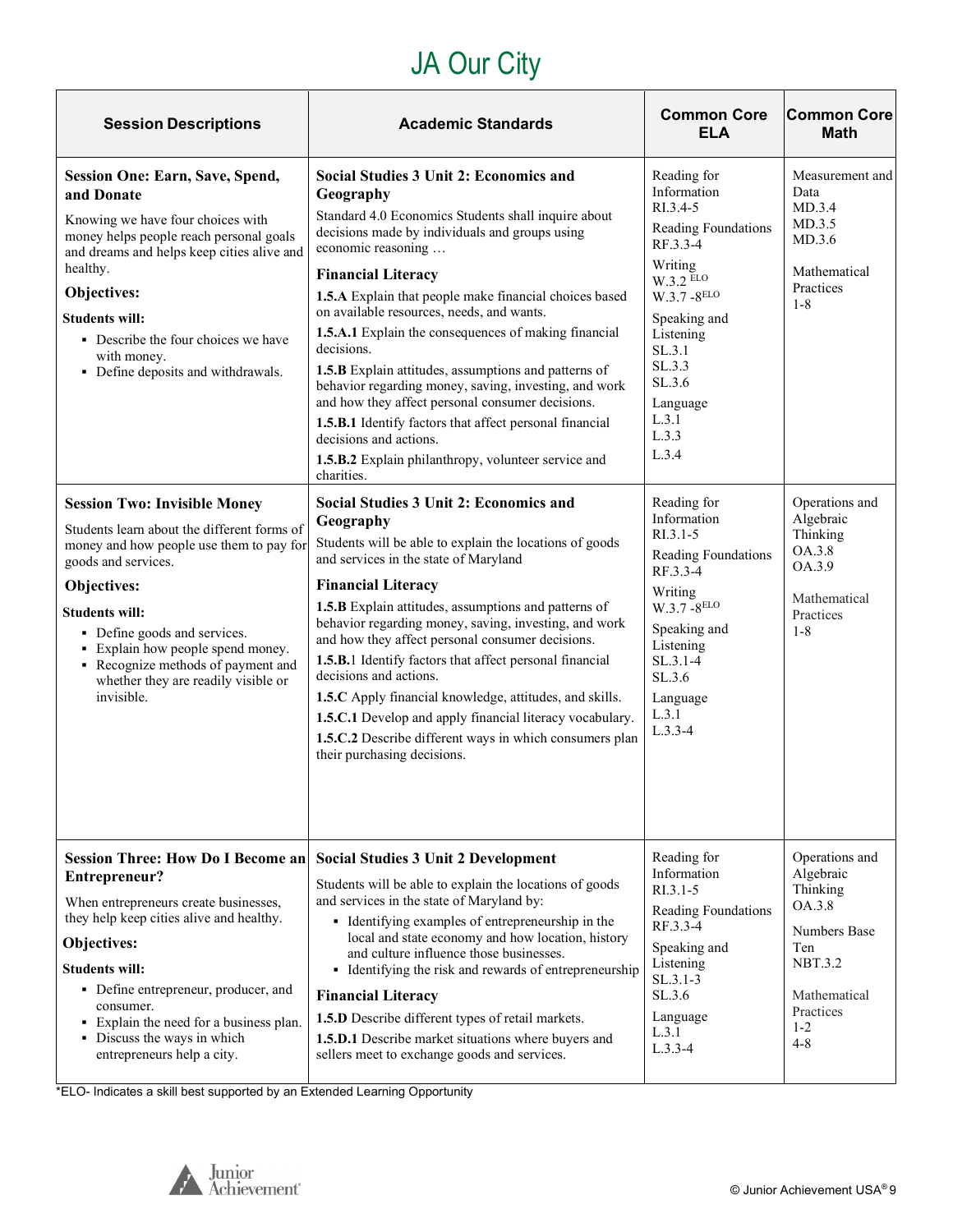# JA Our City

| Session Descriptions | Academic Standards | Common Core ELA | Common Core Math |
|---|---|---|---|
| **Session One: Earn, Save, Spend, and Donate**<br>Knowing we have four choices with money helps people reach personal goals and dreams and helps keep cities alive and healthy.<br>**Objectives:**<br>**Students will:**<br>▪ Describe the four choices we have with money.<br>▪ Define deposits and withdrawals. | **Social Studies 3 Unit 2: Economics and Geography**<br>Standard 4.0 Economics Students shall inquire about decisions made by individuals and groups using economic reasoning …<br>**Financial Literacy**<br>**1.5.A** Explain that people make financial choices based on available resources, needs, and wants.<br>**1.5.A.1** Explain the consequences of making financial decisions.<br>**1.5.B** Explain attitudes, assumptions and patterns of behavior regarding money, saving, investing, and work and how they affect personal consumer decisions.<br>**1.5.B.1** Identify factors that affect personal financial decisions and actions.<br>**1.5.B.2** Explain philanthropy, volunteer service and charities. | Reading for Information RI.3.4-5<br>Reading Foundations RF.3.3-4<br>Writing W.3.2 ELO<br>W.3.7 -8ELO<br>Speaking and Listening SL.3.1<br>SL.3.3<br>SL.3.6<br>Language L.3.1<br>L.3.3<br>L.3.4 | Measurement and Data MD.3.4<br>MD.3.5<br>MD.3.6<br><br>Mathematical Practices 1-8 |
| **Session Two: Invisible Money**<br>Students learn about the different forms of money and how people use them to pay for goods and services.<br>**Objectives:**<br>**Students will:**<br>▪ Define goods and services.<br>▪ Explain how people spend money.<br>▪ Recognize methods of payment and whether they are readily visible or invisible. | **Social Studies 3 Unit 2: Economics and Geography**<br>Students will be able to explain the locations of goods and services in the state of Maryland<br>**Financial Literacy**<br>**1.5.B** Explain attitudes, assumptions and patterns of behavior regarding money, saving, investing, and work and how they affect personal consumer decisions.<br>**1.5.B.**1 Identify factors that affect personal financial decisions and actions.<br>**1.5.C** Apply financial knowledge, attitudes, and skills.<br>**1.5.C.1** Develop and apply financial literacy vocabulary.<br>**1.5.C.2** Describe different ways in which consumers plan their purchasing decisions. | Reading for Information RI.3.1-5<br>Reading Foundations RF.3.3-4<br>Writing W.3.7 -8ELO<br>Speaking and Listening SL.3.1-4<br>SL.3.6<br>Language L.3.1<br>L.3.3-4 | Operations and Algebraic Thinking OA.3.8<br>OA.3.9<br><br>Mathematical Practices 1-8 |
| **Session Three: How Do I Become an Entrepreneur?**<br>When entrepreneurs create businesses, they help keep cities alive and healthy.<br>**Objectives:**<br>**Students will:**<br>▪ Define entrepreneur, producer, and consumer.<br>▪ Explain the need for a business plan.<br>▪ Discuss the ways in which entrepreneurs help a city. | **Social Studies 3 Unit 2 Development**<br>Students will be able to explain the locations of goods and services in the state of Maryland by:<br>▪ Identifying examples of entrepreneurship in the local and state economy and how location, history and culture influence those businesses.<br>▪ Identifying the risk and rewards of entrepreneurship<br>**Financial Literacy**<br>**1.5.D** Describe different types of retail markets.<br>**1.5.D.1** Describe market situations where buyers and sellers meet to exchange goods and services. | Reading for Information RI.3.1-5<br>Reading Foundations RF.3.3-4<br>Speaking and Listening SL.3.1-3<br>SL.3.6<br>Language L.3.1<br>L.3.3-4 | Operations and Algebraic Thinking OA.3.8<br><br>Numbers Base Ten NBT.3.2<br><br>Mathematical Practices 1-2<br>4-8 |

*ELO- Indicates a skill best supported by an Extended Learning Opportunity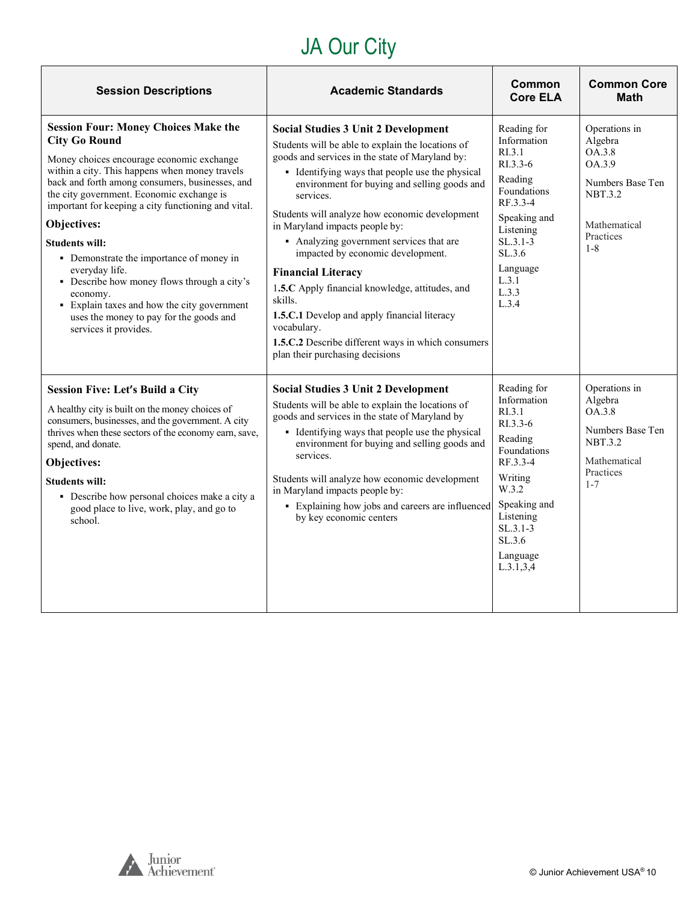# JA Our City

| Session Descriptions | Academic Standards | Common Core ELA | Common Core Math |
|---|---|---|---|
| **Session Four: Money Choices Make the City Go Round**<br><br>Money choices encourage economic exchange within a city. This happens when money travels back and forth among consumers, businesses, and the city government. Economic exchange is important for keeping a city functioning and vital.<br><br>**Objectives:**<br><br>**Students will:**<br>▪ Demonstrate the importance of money in everyday life.<br>▪ Describe how money flows through a city's economy.<br>▪ Explain taxes and how the city government uses the money to pay for the goods and services it provides. | **Social Studies 3 Unit 2 Development**<br>Students will be able to explain the locations of goods and services in the state of Maryland by:<br>▪ Identifying ways that people use the physical environment for buying and selling goods and services.<br><br>Students will analyze how economic development in Maryland impacts people by:<br>▪ Analyzing government services that are impacted by economic development.<br><br>**Financial Literacy**<br>1**.5.C** Apply financial knowledge, attitudes, and skills.<br>**1.5.C.1** Develop and apply financial literacy vocabulary.<br>**1.5.C.2** Describe different ways in which consumers plan their purchasing decisions | Reading for Information<br>RI.3.1<br>RI.3.3-6<br>Reading Foundations<br>RF.3.3-4<br>Speaking and Listening<br>SL.3.1-3<br>SL.3.6<br>Language<br>L.3.1<br>L.3.3<br>L.3.4 | Operations in Algebra<br>OA.3.8<br>OA.3.9<br><br>Numbers Base Ten<br>NBT.3.2<br><br>Mathematical Practices<br>1-8 |
| **Session Five: Let's Build a City**<br><br>A healthy city is built on the money choices of consumers, businesses, and the government. A city thrives when these sectors of the economy earn, save, spend, and donate.<br><br>**Objectives:**<br><br>**Students will:**<br>▪ Describe how personal choices make a city a good place to live, work, play, and go to school. | **Social Studies 3 Unit 2 Development**<br>Students will be able to explain the locations of goods and services in the state of Maryland by<br>▪ Identifying ways that people use the physical environment for buying and selling goods and services.<br><br>Students will analyze how economic development in Maryland impacts people by:<br>▪ Explaining how jobs and careers are influenced by key economic centers | Reading for Information<br>RI.3.1<br>RI.3.3-6<br>Reading Foundations<br>RF.3.3-4<br>Writing<br>W.3.2<br>Speaking and Listening<br>SL.3.1-3<br>SL.3.6<br>Language<br>L.3.1,3,4 | Operations in Algebra<br>OA.3.8<br><br>Numbers Base Ten<br>NBT.3.2<br><br>Mathematical Practices<br>1-7 |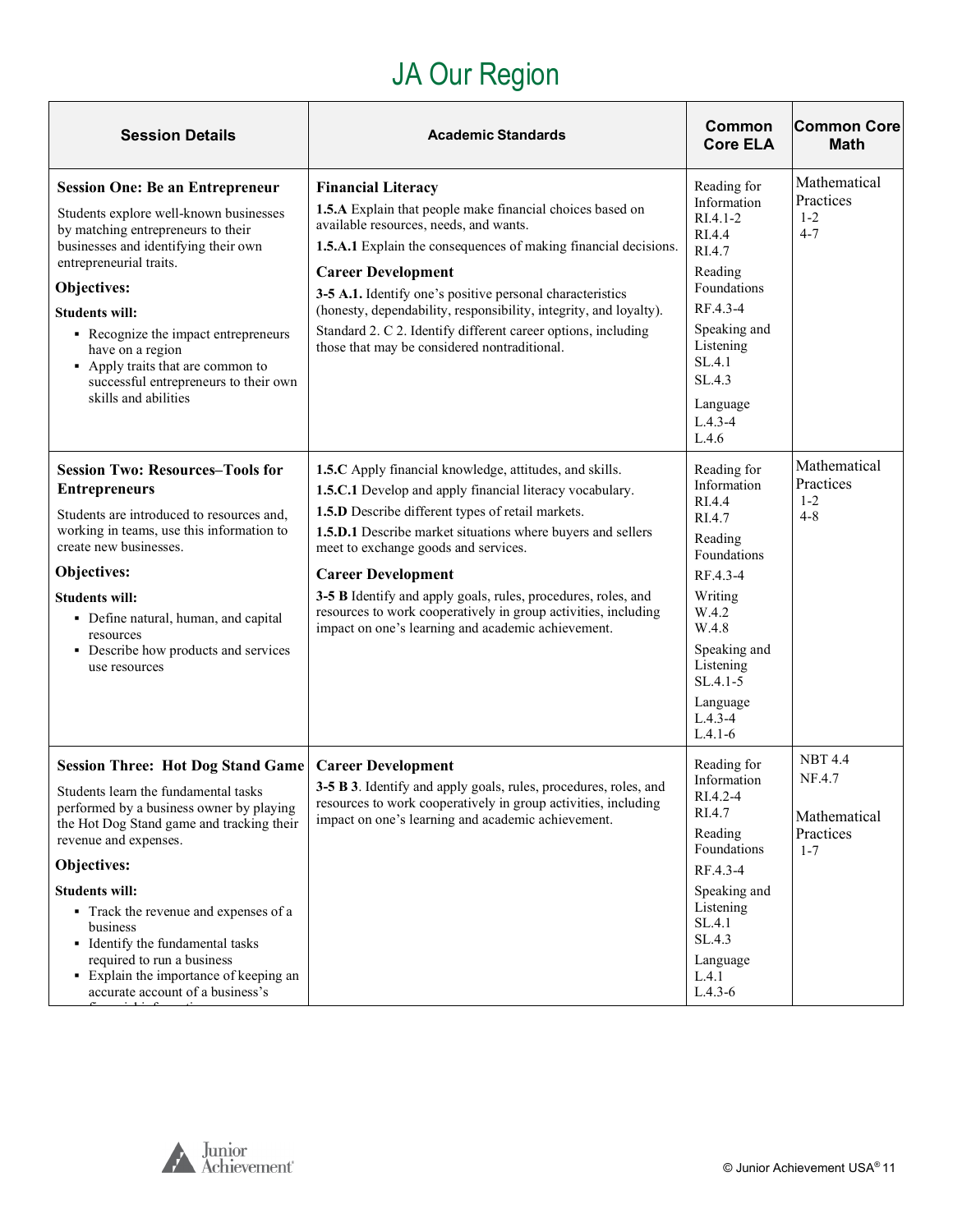# JA Our Region

| Session Details | Academic Standards | Common Core ELA | Common Core Math |
|---|---|---|---|
| **Session One: Be an Entrepreneur**<br>Students explore well-known businesses by matching entrepreneurs to their businesses and identifying their own entrepreneurial traits.<br>**Objectives:**<br>**Students will:**<br>▪ Recognize the impact entrepreneurs have on a region<br>▪ Apply traits that are common to successful entrepreneurs to their own skills and abilities | **Financial Literacy**<br>**1.5.A** Explain that people make financial choices based on available resources, needs, and wants.<br>**1.5.A.1** Explain the consequences of making financial decisions.<br>**Career Development**<br>**3-5 A.1.** Identify one's positive personal characteristics (honesty, dependability, responsibility, integrity, and loyalty).<br>Standard 2. C 2. Identify different career options, including those that may be considered nontraditional. | Reading for Information<br>RI.4.1-2<br>RI.4.4<br>RI.4.7<br>Reading Foundations<br>RF.4.3-4<br>Speaking and Listening<br>SL.4.1<br>SL.4.3<br>Language<br>L.4.3-4<br>L.4.6 | Mathematical Practices<br>1-2<br>4-7 |
| **Session Two: Resources–Tools for Entrepreneurs**<br>Students are introduced to resources and, working in teams, use this information to create new businesses.<br>**Objectives:**<br>**Students will:**<br>▪ Define natural, human, and capital resources<br>▪ Describe how products and services use resources | **1.5.C** Apply financial knowledge, attitudes, and skills.<br>**1.5.C.1** Develop and apply financial literacy vocabulary.<br>**1.5.D** Describe different types of retail markets.<br>**1.5.D.1** Describe market situations where buyers and sellers meet to exchange goods and services.<br>**Career Development**<br>**3-5 B** Identify and apply goals, rules, procedures, roles, and resources to work cooperatively in group activities, including impact on one's learning and academic achievement. | Reading for Information<br>RI.4.4<br>RI.4.7<br>Reading Foundations<br>RF.4.3-4<br>Writing<br>W.4.2<br>W.4.8<br>Speaking and Listening<br>SL.4.1-5<br>Language<br>L.4.3-4<br>L.4.1-6 | Mathematical Practices<br>1-2<br>4-8 |
| **Session Three: Hot Dog Stand Game**<br>Students learn the fundamental tasks performed by a business owner by playing the Hot Dog Stand game and tracking their revenue and expenses.<br>**Objectives:**<br>**Students will:**<br>▪ Track the revenue and expenses of a business<br>▪ Identify the fundamental tasks required to run a business<br>▪ Explain the importance of keeping an accurate account of a business's | **Career Development**<br>**3-5 B 3**. Identify and apply goals, rules, procedures, roles, and resources to work cooperatively in group activities, including impact on one's learning and academic achievement. | Reading for Information<br>RI.4.2-4<br>RI.4.7<br>Reading Foundations<br>RF.4.3-4<br>Speaking and Listening<br>SL.4.1<br>SL.4.3<br>Language<br>L.4.1<br>L.4.3-6 | NBT 4.4<br>NF.4.7<br><br>Mathematical Practices<br>1-7 |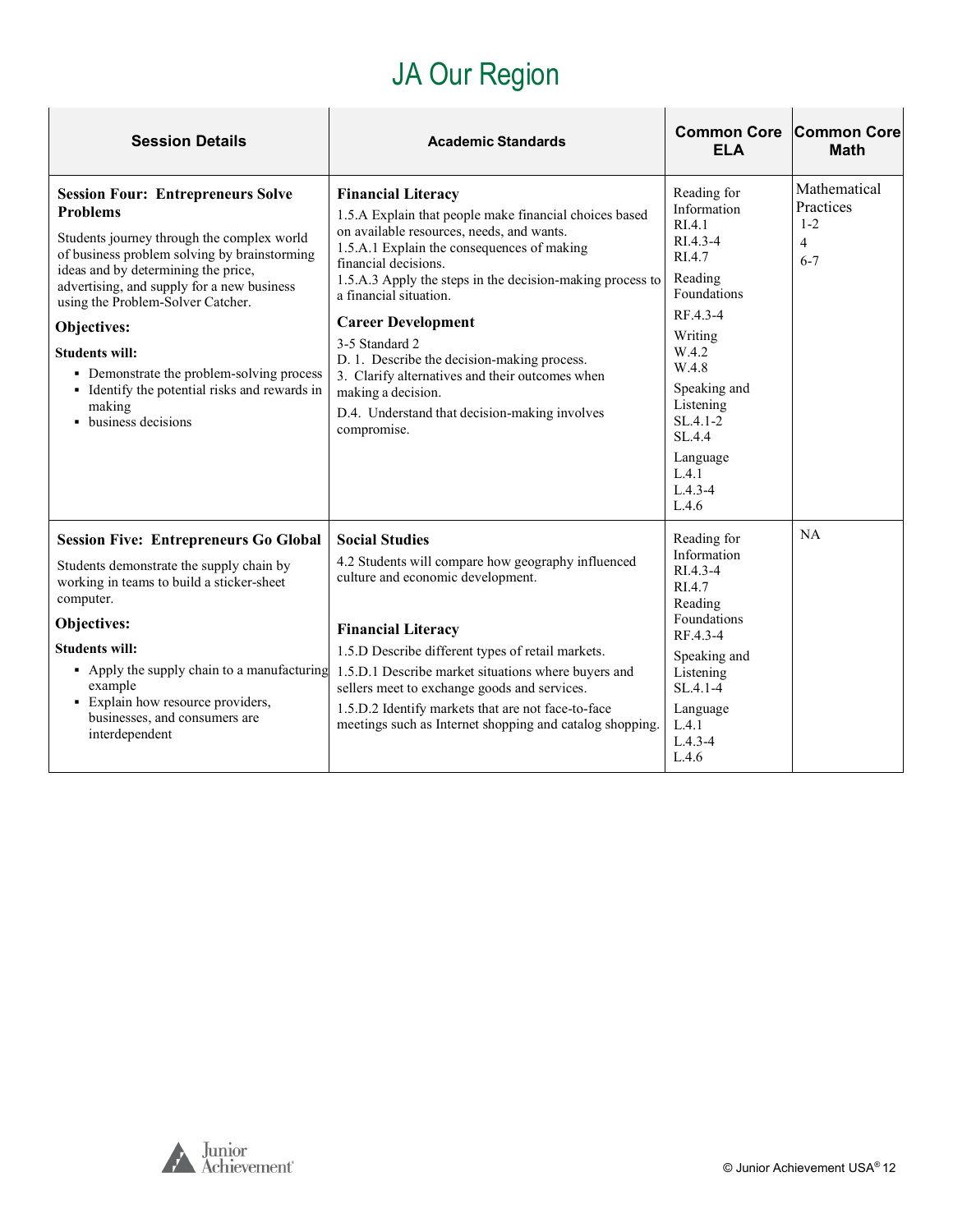# JA Our Region

| Session Details | Academic Standards | Common Core ELA | Common Core Math |
|---|---|---|---|
| **Session Four: Entrepreneurs Solve Problems**<br><br>Students journey through the complex world of business problem solving by brainstorming ideas and by determining the price, advertising, and supply for a new business using the Problem-Solver Catcher.<br><br>**Objectives:**<br><br>**Students will:**<br>▪ Demonstrate the problem-solving process<br>▪ Identify the potential risks and rewards in making<br>▪ business decisions | **Financial Literacy**<br>1.5.A Explain that people make financial choices based on available resources, needs, and wants.<br>1.5.A.1 Explain the consequences of making financial decisions.<br>1.5.A.3 Apply the steps in the decision-making process to a financial situation.<br><br>**Career Development**<br>3-5 Standard 2<br>D. 1. Describe the decision-making process.<br>3. Clarify alternatives and their outcomes when making a decision.<br>D.4. Understand that decision-making involves compromise. | Reading for Information<br>RI.4.1<br>RI.4.3-4<br>RI.4.7<br>Reading Foundations<br>RF.4.3-4<br>Writing<br>W.4.2<br>W.4.8<br>Speaking and Listening<br>SL.4.1-2<br>SL.4.4<br>Language<br>L.4.1<br>L.4.3-4<br>L.4.6 | Mathematical Practices<br>1-2<br>4<br>6-7 |
| **Session Five: Entrepreneurs Go Global**<br><br>Students demonstrate the supply chain by working in teams to build a sticker-sheet computer.<br><br>**Objectives:**<br><br>**Students will:**<br>▪ Apply the supply chain to a manufacturing example<br>▪ Explain how resource providers, businesses, and consumers are interdependent | **Social Studies**<br>4.2 Students will compare how geography influenced culture and economic development.<br><br>**Financial Literacy**<br>1.5.D Describe different types of retail markets.<br>1.5.D.1 Describe market situations where buyers and sellers meet to exchange goods and services.<br>1.5.D.2 Identify markets that are not face-to-face meetings such as Internet shopping and catalog shopping. | Reading for Information<br>RI.4.3-4<br>RI.4.7<br>Reading Foundations<br>RF.4.3-4<br>Speaking and Listening<br>SL.4.1-4<br>Language<br>L.4.1<br>L.4.3-4<br>L.4.6 | NA |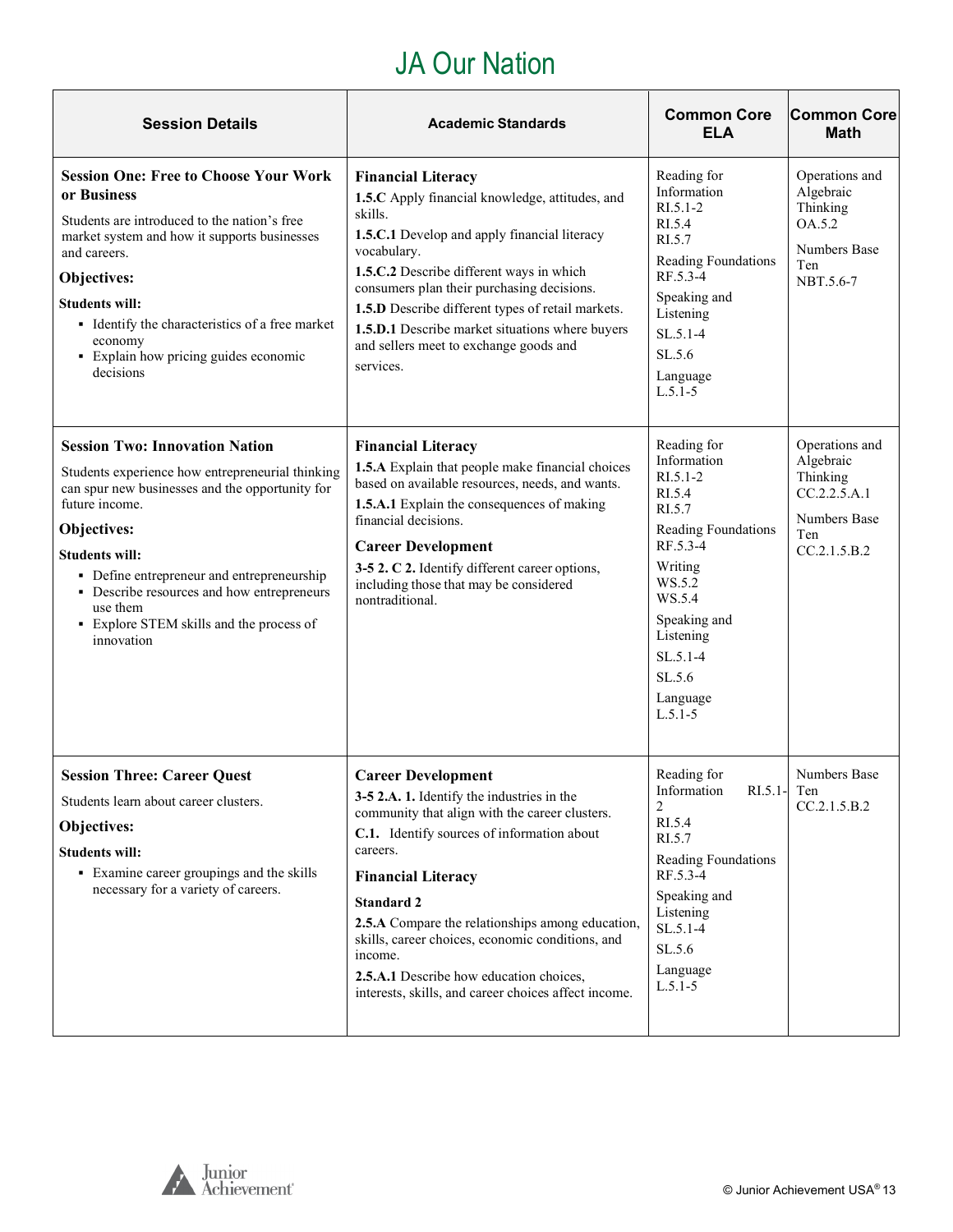# JA Our Nation

| Session Details | Academic Standards | Common Core ELA | Common Core Math |
| --- | --- | --- | --- |
| **Session One: Free to Choose Your Work or Business**<br>Students are introduced to the nation's free market system and how it supports businesses and careers.<br>**Objectives:**<br>**Students will:**<br>▪ Identify the characteristics of a free market economy<br>▪ Explain how pricing guides economic decisions | **Financial Literacy**<br>**1.5.C** Apply financial knowledge, attitudes, and skills.<br>**1.5.C.1** Develop and apply financial literacy vocabulary.<br>**1.5.C.2** Describe different ways in which consumers plan their purchasing decisions.<br>**1.5.D** Describe different types of retail markets.<br>**1.5.D.1** Describe market situations where buyers and sellers meet to exchange goods and services. | Reading for Information<br>RI.5.1-2<br>RI.5.4<br>RI.5.7<br>Reading Foundations<br>RF.5.3-4<br>Speaking and Listening<br>SL.5.1-4<br>SL.5.6<br>Language<br>L.5.1-5 | Operations and Algebraic Thinking<br>OA.5.2<br>Numbers Base Ten<br>NBT.5.6-7 |
| **Session Two: Innovation Nation**<br>Students experience how entrepreneurial thinking can spur new businesses and the opportunity for future income.<br>**Objectives:**<br>**Students will:**<br>▪ Define entrepreneur and entrepreneurship<br>▪ Describe resources and how entrepreneurs use them<br>▪ Explore STEM skills and the process of innovation | **Financial Literacy**<br>**1.5.A** Explain that people make financial choices based on available resources, needs, and wants.<br>**1.5.A.1** Explain the consequences of making financial decisions.<br>**Career Development**<br>**3-5 2. C 2.** Identify different career options, including those that may be considered nontraditional. | Reading for Information<br>RI.5.1-2<br>RI.5.4<br>RI.5.7<br>Reading Foundations<br>RF.5.3-4<br>Writing<br>WS.5.2<br>WS.5.4<br>Speaking and Listening<br>SL.5.1-4<br>SL.5.6<br>Language<br>L.5.1-5 | Operations and Algebraic Thinking<br>CC.2.2.5.A.1<br>Numbers Base Ten<br>CC.2.1.5.B.2 |
| **Session Three: Career Quest**<br>Students learn about career clusters.<br>**Objectives:**<br>**Students will:**<br>▪ Examine career groupings and the skills necessary for a variety of careers. | **Career Development**<br>**3-5 2.A. 1.** Identify the industries in the community that align with the career clusters.<br>**C.1.** Identify sources of information about careers.<br>**Financial Literacy**<br>**Standard 2**<br>**2.5.A** Compare the relationships among education, skills, career choices, economic conditions, and income.<br>**2.5.A.1** Describe how education choices, interests, skills, and career choices affect income. | Reading for Information RI.5.1-2<br>RI.5.4<br>RI.5.7<br>Reading Foundations<br>RF.5.3-4<br>Speaking and Listening<br>SL.5.1-4<br>SL.5.6<br>Language<br>L.5.1-5 | Numbers Base Ten<br>CC.2.1.5.B.2 |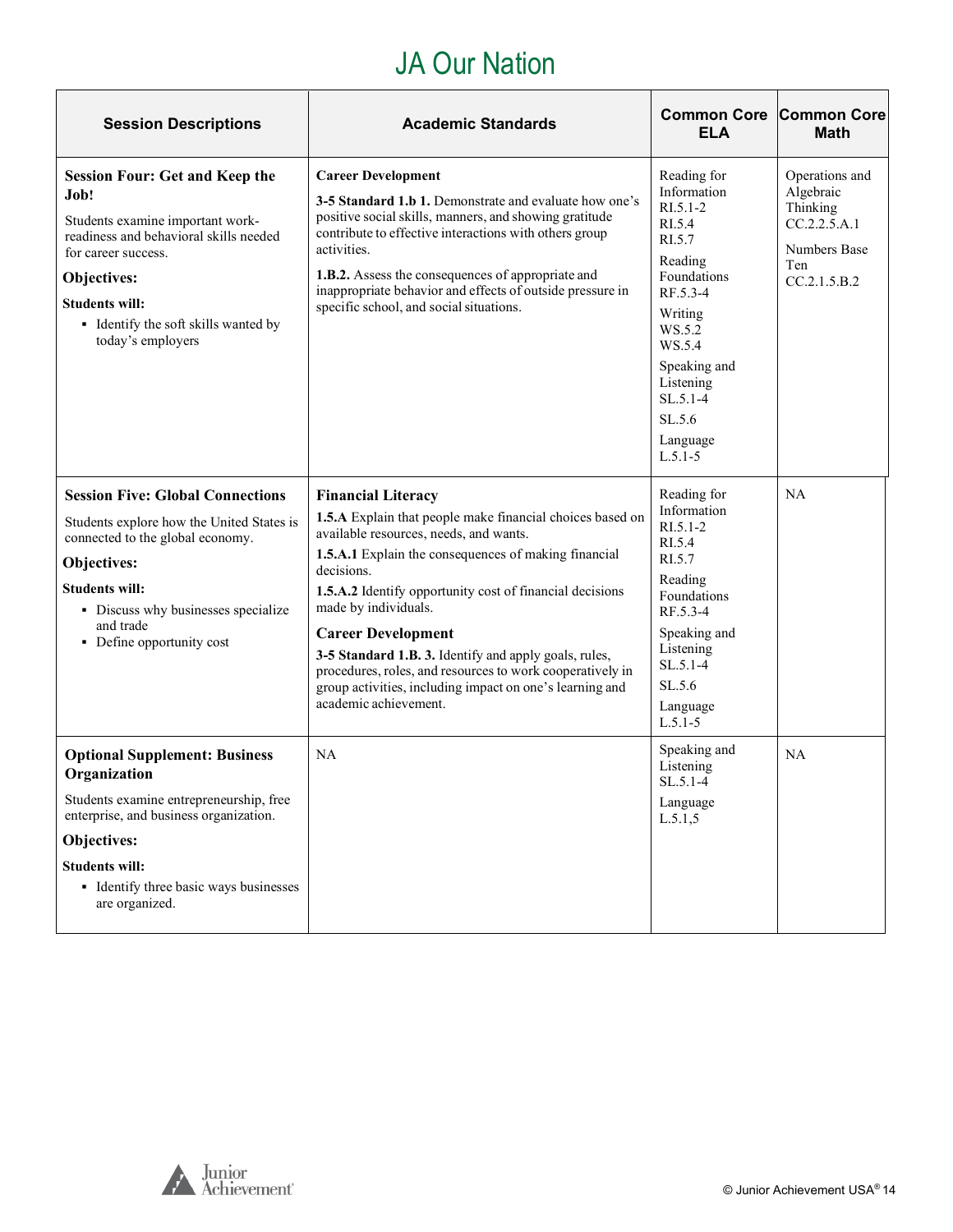# JA Our Nation

| Session Descriptions | Academic Standards | Common Core ELA | Common Core Math |
|---|---|---|---|
| **Session Four: Get and Keep the Job!**<br><br>Students examine important work-readiness and behavioral skills needed for career success.<br><br>**Objectives:**<br><br>**Students will:**<br><br>▪ Identify the soft skills wanted by today's employers | **Career Development**<br><br>**3-5 Standard 1.b 1.** Demonstrate and evaluate how one's positive social skills, manners, and showing gratitude contribute to effective interactions with others group activities.<br><br>**1.B.2.** Assess the consequences of appropriate and inappropriate behavior and effects of outside pressure in specific school, and social situations. | Reading for Information<br>RI.5.1-2<br>RI.5.4<br>RI.5.7<br><br>Reading Foundations<br>RF.5.3-4<br><br>Writing<br>WS.5.2<br>WS.5.4<br><br>Speaking and Listening<br>SL.5.1-4<br><br>SL.5.6<br><br>Language<br>L.5.1-5 | Operations and Algebraic Thinking<br>CC.2.2.5.A.1<br><br>Numbers Base Ten<br>CC.2.1.5.B.2 |
| **Session Five: Global Connections**<br><br>Students explore how the United States is connected to the global economy.<br><br>**Objectives:**<br><br>**Students will:**<br><br>▪ Discuss why businesses specialize and trade<br>▪ Define opportunity cost | **Financial Literacy**<br><br>**1.5.A** Explain that people make financial choices based on available resources, needs, and wants.<br><br>**1.5.A.1** Explain the consequences of making financial decisions.<br><br>**1.5.A.2** Identify opportunity cost of financial decisions made by individuals.<br><br>**Career Development**<br><br>**3-5 Standard 1.B. 3.** Identify and apply goals, rules, procedures, roles, and resources to work cooperatively in group activities, including impact on one's learning and academic achievement. | Reading for Information<br>RI.5.1-2<br>RI.5.4<br>RI.5.7<br><br>Reading Foundations<br>RF.5.3-4<br><br>Speaking and Listening<br>SL.5.1-4<br><br>SL.5.6<br><br>Language<br>L.5.1-5 | NA |
| **Optional Supplement: Business Organization**<br><br>Students examine entrepreneurship, free enterprise, and business organization.<br><br>**Objectives:**<br><br>**Students will:**<br><br>▪ Identify three basic ways businesses are organized. | NA | Speaking and Listening<br>SL.5.1-4<br><br>Language<br>L.5.1,5 | NA |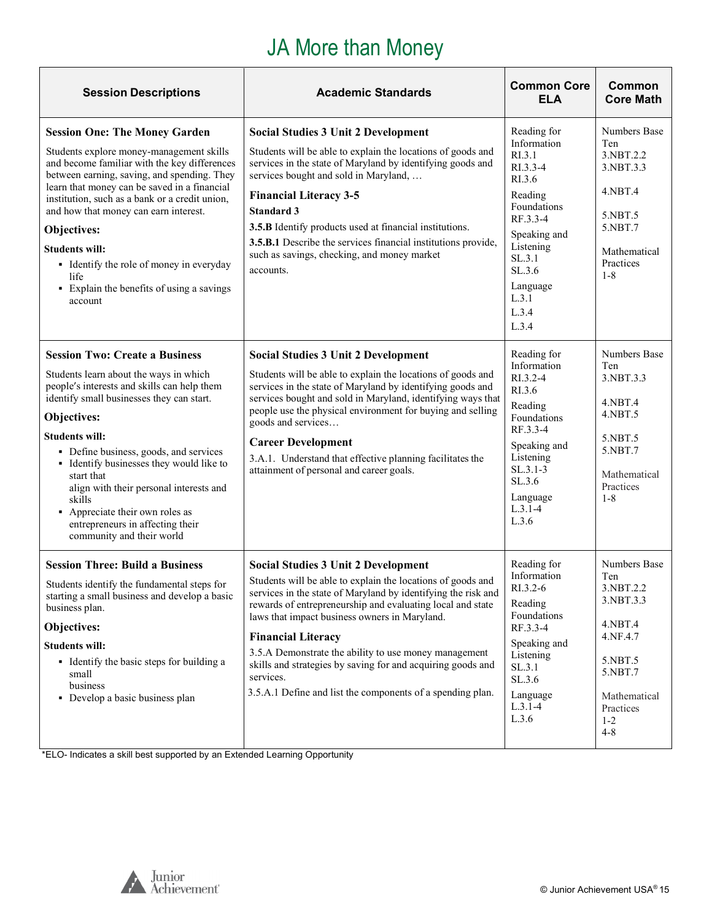# JA More than Money

| Session Descriptions | Academic Standards | Common Core ELA | Common Core Math |
|---|---|---|---|
| **Session One: The Money Garden**<br><br>Students explore money-management skills and become familiar with the key differences between earning, saving, and spending. They learn that money can be saved in a financial institution, such as a bank or a credit union, and how that money can earn interest.<br><br>**Objectives:**<br><br>**Students will:**<br>▪ Identify the role of money in everyday life<br>▪ Explain the benefits of using a savings account | **Social Studies 3 Unit 2 Development**<br><br>Students will be able to explain the locations of goods and services in the state of Maryland by identifying goods and services bought and sold in Maryland, …<br><br>**Financial Literacy 3-5**<br><br>**Standard 3**<br><br>**3.5.B** Identify products used at financial institutions.<br><br>**3.5.B.1** Describe the services financial institutions provide, such as savings, checking, and money market accounts. | Reading for Information<br>RI.3.1<br>RI.3.3-4<br>RI.3.6<br><br>Reading Foundations<br>RF.3.3-4<br><br>Speaking and Listening<br>SL.3.1<br>SL.3.6<br><br>Language<br>L.3.1<br>L.3.4<br>L.3.4 | Numbers Base Ten<br>3.NBT.2.2<br>3.NBT.3.3<br><br>4.NBT.4<br><br>5.NBT.5<br>5.NBT.7<br><br>Mathematical Practices<br>1-8 |
| **Session Two: Create a Business**<br><br>Students learn about the ways in which people's interests and skills can help them identify small businesses they can start.<br><br>**Objectives:**<br><br>**Students will:**<br>▪ Define business, goods, and services<br>▪ Identify businesses they would like to start that align with their personal interests and skills<br>▪ Appreciate their own roles as entrepreneurs in affecting their community and their world | **Social Studies 3 Unit 2 Development**<br><br>Students will be able to explain the locations of goods and services in the state of Maryland by identifying goods and services bought and sold in Maryland, identifying ways that people use the physical environment for buying and selling goods and services…<br><br>**Career Development**<br><br>3.A.1. Understand that effective planning facilitates the attainment of personal and career goals. | Reading for Information<br>RI.3.2-4<br>RI.3.6<br><br>Reading Foundations<br>RF.3.3-4<br><br>Speaking and Listening<br>SL.3.1-3<br>SL.3.6<br><br>Language<br>L.3.1-4<br>L.3.6 | Numbers Base Ten<br>3.NBT.3.3<br><br>4.NBT.4<br>4.NBT.5<br><br>5.NBT.5<br>5.NBT.7<br><br>Mathematical Practices<br>1-8 |
| **Session Three: Build a Business**<br><br>Students identify the fundamental steps for starting a small business and develop a basic business plan.<br><br>**Objectives:**<br><br>**Students will:**<br>▪ Identify the basic steps for building a small business<br>▪ Develop a basic business plan | **Social Studies 3 Unit 2 Development**<br><br>Students will be able to explain the locations of goods and services in the state of Maryland by identifying the risk and rewards of entrepreneurship and evaluating local and state laws that impact business owners in Maryland.<br><br>**Financial Literacy**<br><br>3.5.A Demonstrate the ability to use money management skills and strategies by saving for and acquiring goods and services.<br><br>3.5.A.1 Define and list the components of a spending plan. | Reading for Information<br>RI.3.2-6<br><br>Reading Foundations<br>RF.3.3-4<br><br>Speaking and Listening<br>SL.3.1<br>SL.3.6<br><br>Language<br>L.3.1-4<br>L.3.6 | Numbers Base Ten<br>3.NBT.2.2<br>3.NBT.3.3<br><br>4.NBT.4<br>4.NF.4.7<br><br>5.NBT.5<br>5.NBT.7<br><br>Mathematical Practices<br>1-2<br>4-8 |

*ELO- Indicates a skill best supported by an Extended Learning Opportunity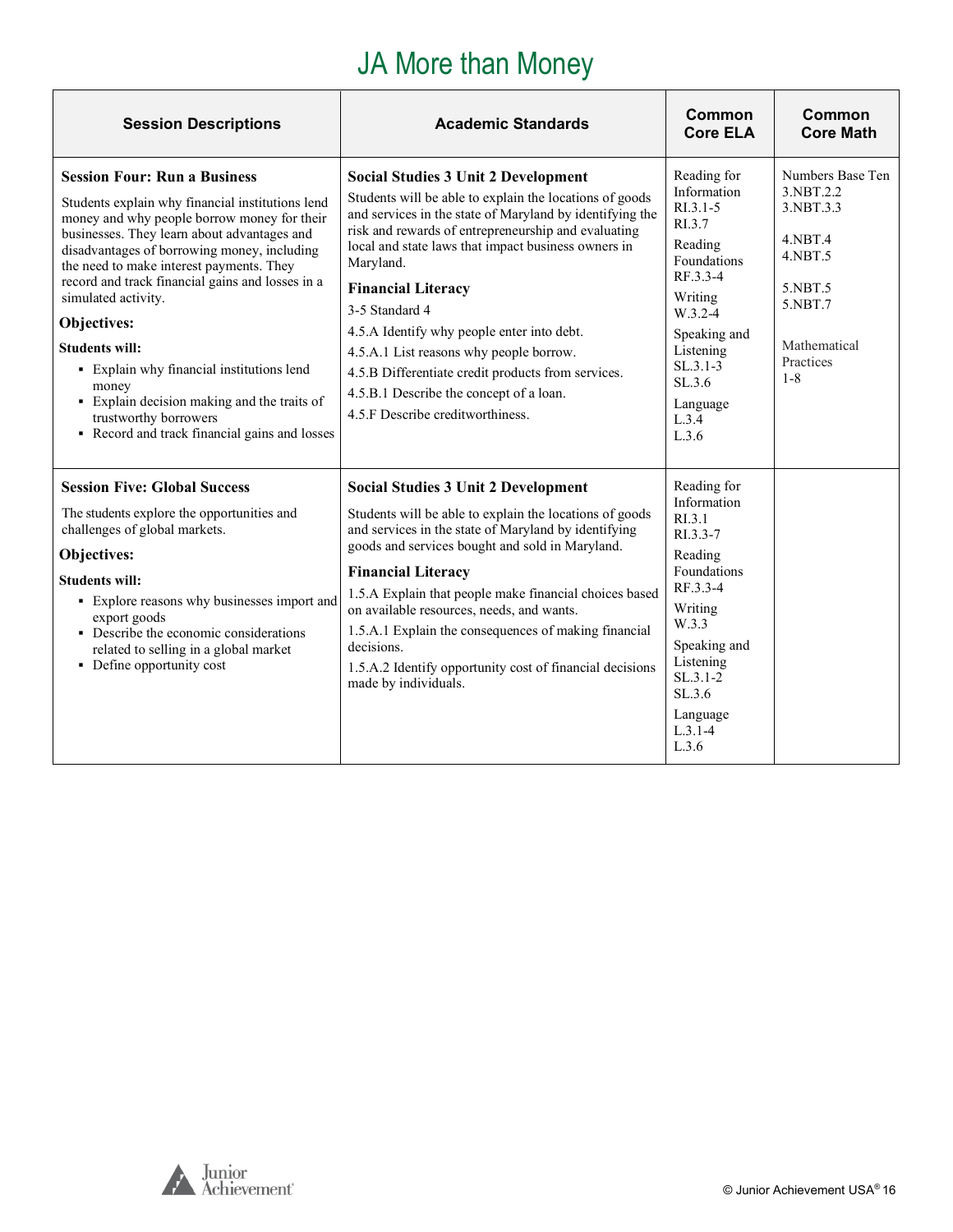# JA More than Money

| Session Descriptions | Academic Standards | Common Core ELA | Common Core Math |
|---|---|---|---|
| **Session Four: Run a Business**<br><br>Students explain why financial institutions lend money and why people borrow money for their businesses. They learn about advantages and disadvantages of borrowing money, including the need to make interest payments. They record and track financial gains and losses in a simulated activity.<br><br>**Objectives:**<br><br>**Students will:**<br>▪ Explain why financial institutions lend money<br>▪ Explain decision making and the traits of trustworthy borrowers<br>▪ Record and track financial gains and losses | **Social Studies 3 Unit 2 Development**<br>Students will be able to explain the locations of goods and services in the state of Maryland by identifying the risk and rewards of entrepreneurship and evaluating local and state laws that impact business owners in Maryland.<br><br>**Financial Literacy**<br>3-5 Standard 4<br>4.5.A Identify why people enter into debt.<br>4.5.A.1 List reasons why people borrow.<br>4.5.B Differentiate credit products from services.<br>4.5.B.1 Describe the concept of a loan.<br>4.5.F Describe creditworthiness. | Reading for Information<br>RI.3.1-5<br>RI.3.7<br>Reading Foundations<br>RF.3.3-4<br>Writing<br>W.3.2-4<br>Speaking and Listening<br>SL.3.1-3<br>SL.3.6<br>Language<br>L.3.4<br>L.3.6 | Numbers Base Ten<br>3.NBT.2.2<br>3.NBT.3.3<br><br>4.NBT.4<br>4.NBT.5<br><br>5.NBT.5<br>5.NBT.7<br><br>Mathematical Practices<br>1-8 |
| **Session Five: Global Success**<br><br>The students explore the opportunities and challenges of global markets.<br><br>**Objectives:**<br><br>**Students will:**<br>▪ Explore reasons why businesses import and export goods<br>▪ Describe the economic considerations related to selling in a global market<br>▪ Define opportunity cost | **Social Studies 3 Unit 2 Development**<br>Students will be able to explain the locations of goods and services in the state of Maryland by identifying goods and services bought and sold in Maryland.<br><br>**Financial Literacy**<br>1.5.A Explain that people make financial choices based on available resources, needs, and wants.<br>1.5.A.1 Explain the consequences of making financial decisions.<br>1.5.A.2 Identify opportunity cost of financial decisions made by individuals. | Reading for Information<br>RI.3.1<br>RI.3.3-7<br>Reading Foundations<br>RF.3.3-4<br>Writing<br>W.3.3<br>Speaking and Listening<br>SL.3.1-2<br>SL.3.6<br>Language<br>L.3.1-4<br>L.3.6 | |

© Junior Achievement USA®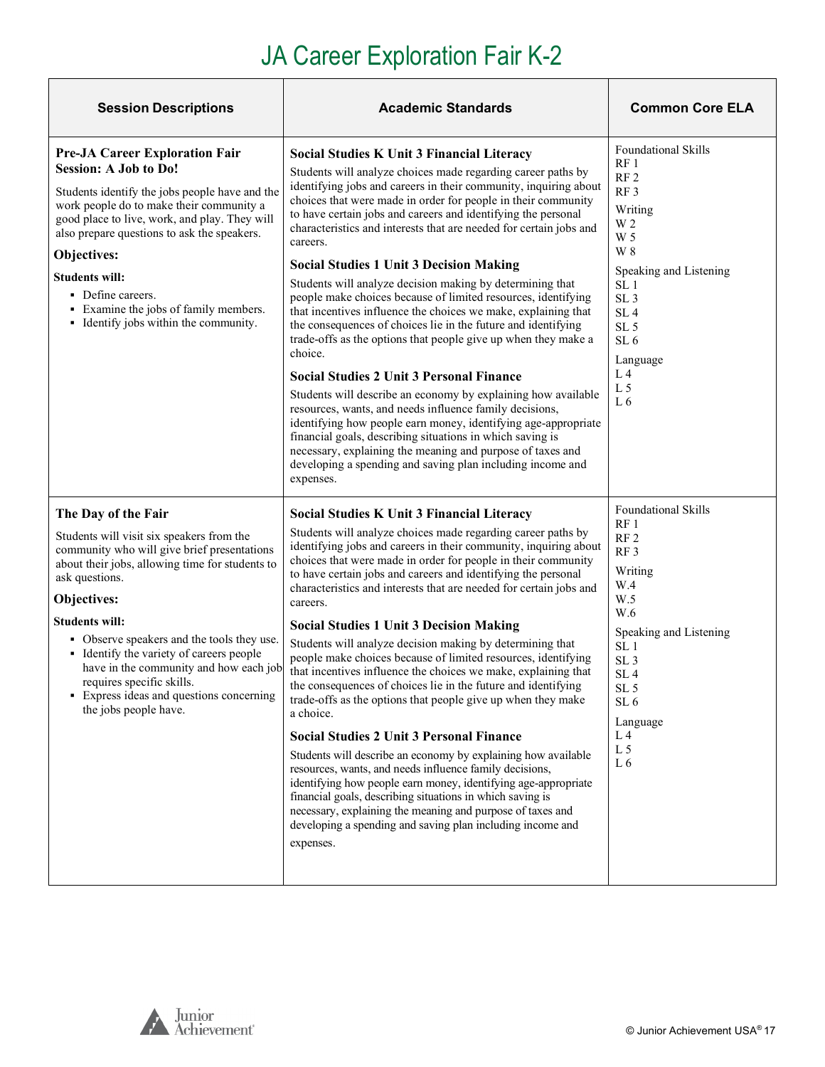# JA Career Exploration Fair K-2

| Session Descriptions | Academic Standards | Common Core ELA |
|---|---|---|
| **Pre-JA Career Exploration Fair Session: A Job to Do!**<br><br>Students identify the jobs people have and the work people do to make their community a good place to live, work, and play. They will also prepare questions to ask the speakers.<br><br>**Objectives:**<br><br>**Students will:**<br>▪ Define careers.<br>▪ Examine the jobs of family members.<br>▪ Identify jobs within the community. | **Social Studies K Unit 3 Financial Literacy**<br>Students will analyze choices made regarding career paths by identifying jobs and careers in their community, inquiring about choices that were made in order for people in their community to have certain jobs and careers and identifying the personal characteristics and interests that are needed for certain jobs and careers.<br><br>**Social Studies 1 Unit 3 Decision Making**<br>Students will analyze decision making by determining that people make choices because of limited resources, identifying that incentives influence the choices we make, explaining that the consequences of choices lie in the future and identifying trade-offs as the options that people give up when they make a choice.<br><br>**Social Studies 2 Unit 3 Personal Finance**<br>Students will describe an economy by explaining how available resources, wants, and needs influence family decisions, identifying how people earn money, identifying age-appropriate financial goals, describing situations in which saving is necessary, explaining the meaning and purpose of taxes and developing a spending and saving plan including income and expenses. | Foundational Skills<br>RF 1<br>RF 2<br>RF 3<br><br>Writing<br>W 2<br>W 5<br>W 8<br><br>Speaking and Listening<br>SL 1<br>SL 3<br>SL 4<br>SL 5<br>SL 6<br><br>Language<br>L 4<br>L 5<br>L 6 |
| **The Day of the Fair**<br><br>Students will visit six speakers from the community who will give brief presentations about their jobs, allowing time for students to ask questions.<br><br>**Objectives:**<br><br>**Students will:**<br>▪ Observe speakers and the tools they use.<br>▪ Identify the variety of careers people have in the community and how each job requires specific skills.<br>▪ Express ideas and questions concerning the jobs people have. | **Social Studies K Unit 3 Financial Literacy**<br>Students will analyze choices made regarding career paths by identifying jobs and careers in their community, inquiring about choices that were made in order for people in their community to have certain jobs and careers and identifying the personal characteristics and interests that are needed for certain jobs and careers.<br><br>**Social Studies 1 Unit 3 Decision Making**<br>Students will analyze decision making by determining that people make choices because of limited resources, identifying that incentives influence the choices we make, explaining that the consequences of choices lie in the future and identifying trade-offs as the options that people give up when they make a choice.<br><br>**Social Studies 2 Unit 3 Personal Finance**<br>Students will describe an economy by explaining how available resources, wants, and needs influence family decisions, identifying how people earn money, identifying age-appropriate financial goals, describing situations in which saving is necessary, explaining the meaning and purpose of taxes and developing a spending and saving plan including income and expenses. | Foundational Skills<br>RF 1<br>RF 2<br>RF 3<br><br>Writing<br>W.4<br>W.5<br>W.6<br><br>Speaking and Listening<br>SL 1<br>SL 3<br>SL 4<br>SL 5<br>SL 6<br><br>Language<br>L 4<br>L 5<br>L 6 |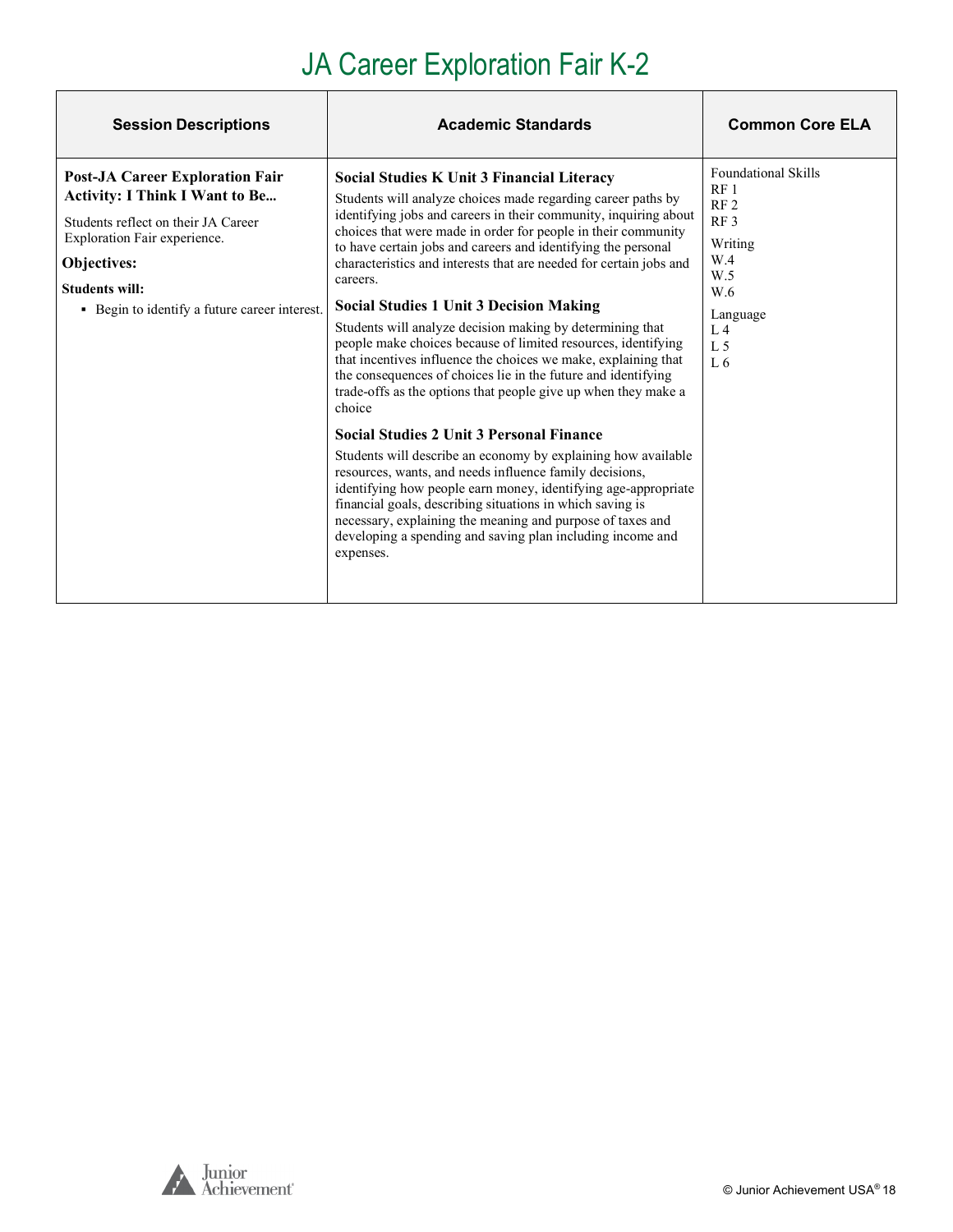# JA Career Exploration Fair K-2

| Session Descriptions | Academic Standards | Common Core ELA |
|---|---|---|
| **Post-JA Career Exploration Fair Activity: I Think I Want to Be...**<br>Students reflect on their JA Career Exploration Fair experience.<br>**Objectives:**<br>**Students will:**<br>▪ Begin to identify a future career interest. | **Social Studies K Unit 3 Financial Literacy**<br>Students will analyze choices made regarding career paths by identifying jobs and careers in their community, inquiring about choices that were made in order for people in their community to have certain jobs and careers and identifying the personal characteristics and interests that are needed for certain jobs and careers.<br>**Social Studies 1 Unit 3 Decision Making**<br>Students will analyze decision making by determining that people make choices because of limited resources, identifying that incentives influence the choices we make, explaining that the consequences of choices lie in the future and identifying trade-offs as the options that people give up when they make a choice<br>**Social Studies 2 Unit 3 Personal Finance**<br>Students will describe an economy by explaining how available resources, wants, and needs influence family decisions, identifying how people earn money, identifying age-appropriate financial goals, describing situations in which saving is necessary, explaining the meaning and purpose of taxes and developing a spending and saving plan including income and expenses. | Foundational Skills<br>RF 1<br>RF 2<br>RF 3<br>Writing<br>W.4<br>W.5<br>W.6<br>Language<br>L 4<br>L 5<br>L 6 |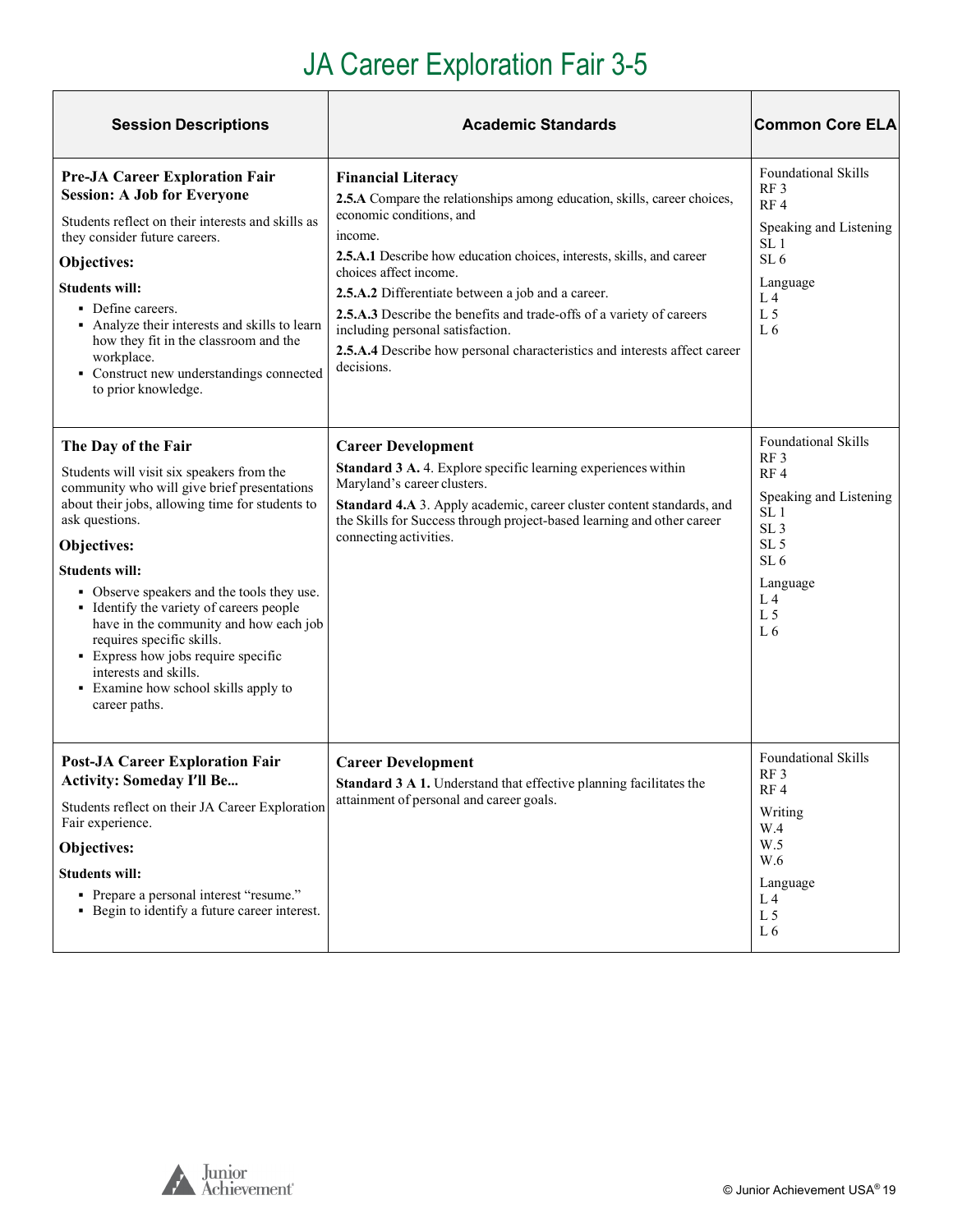# JA Career Exploration Fair 3-5

| Session Descriptions | Academic Standards | Common Core ELA |
|---|---|---|
| **Pre-JA Career Exploration Fair Session: A Job for Everyone**<br><br>Students reflect on their interests and skills as they consider future careers.<br><br>**Objectives:**<br><br>**Students will:**<br>▪ Define careers.<br>▪ Analyze their interests and skills to learn how they fit in the classroom and the workplace.<br>▪ Construct new understandings connected to prior knowledge. | **Financial Literacy**<br>**2.5.A** Compare the relationships among education, skills, career choices, economic conditions, and income.<br>**2.5.A.1** Describe how education choices, interests, skills, and career choices affect income.<br>**2.5.A.2** Differentiate between a job and a career.<br>**2.5.A.3** Describe the benefits and trade-offs of a variety of careers including personal satisfaction.<br>**2.5.A.4** Describe how personal characteristics and interests affect career decisions. | Foundational Skills<br>RF 3<br>RF 4<br><br>Speaking and Listening<br>SL 1<br>SL 6<br><br>Language<br>L 4<br>L 5<br>L 6 |
| **The Day of the Fair**<br><br>Students will visit six speakers from the community who will give brief presentations about their jobs, allowing time for students to ask questions.<br><br>**Objectives:**<br><br>**Students will:**<br>▪ Observe speakers and the tools they use.<br>▪ Identify the variety of careers people have in the community and how each job requires specific skills.<br>▪ Express how jobs require specific interests and skills.<br>▪ Examine how school skills apply to career paths. | **Career Development**<br>**Standard 3 A.** 4. Explore specific learning experiences within Maryland's career clusters.<br>**Standard 4.A** 3. Apply academic, career cluster content standards, and the Skills for Success through project-based learning and other career connecting activities. | Foundational Skills<br>RF 3<br>RF 4<br><br>Speaking and Listening<br>SL 1<br>SL 3<br>SL 5<br>SL 6<br><br>Language<br>L 4<br>L 5<br>L 6 |
| **Post-JA Career Exploration Fair Activity: Someday I'll Be...**<br><br>Students reflect on their JA Career Exploration Fair experience.<br><br>**Objectives:**<br><br>**Students will:**<br>▪ Prepare a personal interest "resume."<br>▪ Begin to identify a future career interest. | **Career Development**<br>**Standard 3 A 1.** Understand that effective planning facilitates the attainment of personal and career goals. | Foundational Skills<br>RF 3<br>RF 4<br><br>Writing<br>W.4<br>W.5<br>W.6<br><br>Language<br>L 4<br>L 5<br>L 6 |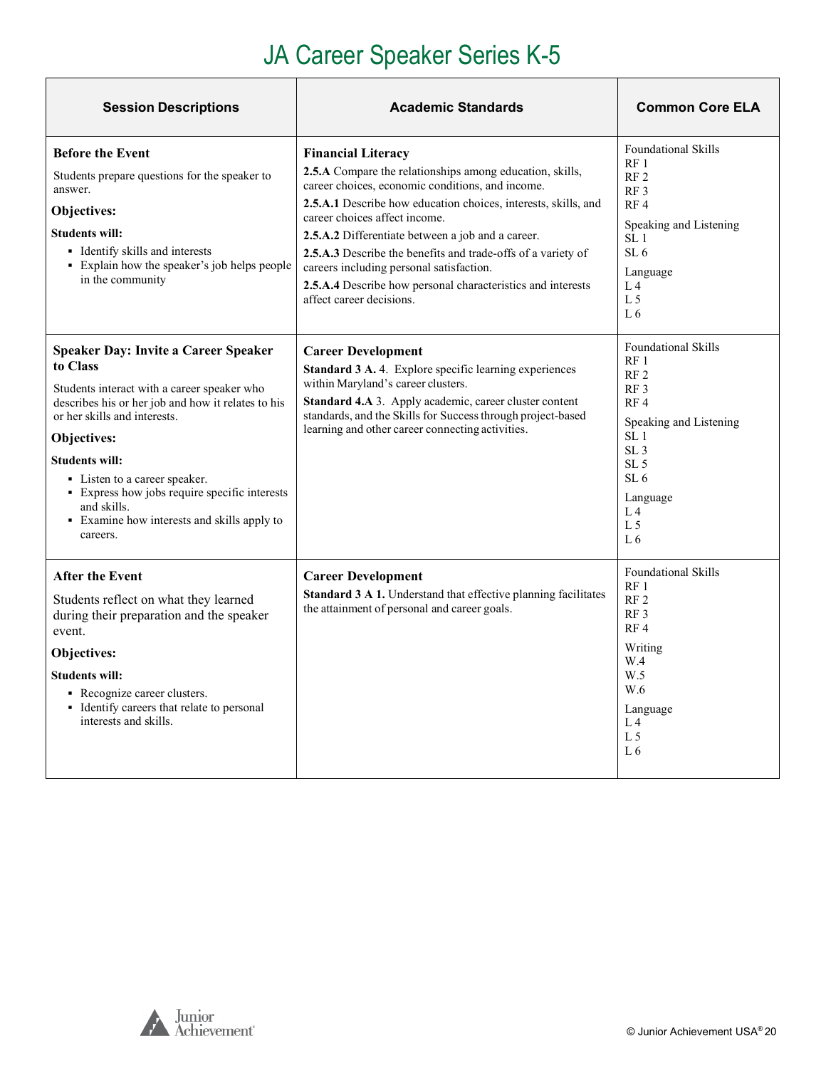# JA Career Speaker Series K-5

| Session Descriptions | Academic Standards | Common Core ELA |
|---|---|---|
| **Before the Event**<br><br>Students prepare questions for the speaker to answer.<br><br>**Objectives:**<br><br>**Students will:**<br>▪ Identify skills and interests<br>▪ Explain how the speaker's job helps people in the community | **Financial Literacy**<br>**2.5.A** Compare the relationships among education, skills, career choices, economic conditions, and income.<br>**2.5.A.1** Describe how education choices, interests, skills, and career choices affect income.<br>**2.5.A.2** Differentiate between a job and a career.<br>**2.5.A.3** Describe the benefits and trade-offs of a variety of careers including personal satisfaction.<br>**2.5.A.4** Describe how personal characteristics and interests affect career decisions. | Foundational Skills<br>RF 1<br>RF 2<br>RF 3<br>RF 4<br><br>Speaking and Listening<br>SL 1<br>SL 6<br><br>Language<br>L 4<br>L 5<br>L 6 |
| **Speaker Day: Invite a Career Speaker to Class**<br><br>Students interact with a career speaker who describes his or her job and how it relates to his or her skills and interests.<br><br>**Objectives:**<br><br>**Students will:**<br>▪ Listen to a career speaker.<br>▪ Express how jobs require specific interests and skills.<br>▪ Examine how interests and skills apply to careers. | **Career Development**<br>**Standard 3 A.** 4. Explore specific learning experiences within Maryland's career clusters.<br>**Standard 4.A** 3. Apply academic, career cluster content standards, and the Skills for Success through project-based learning and other career connecting activities. | Foundational Skills<br>RF 1<br>RF 2<br>RF 3<br>RF 4<br><br>Speaking and Listening<br>SL 1<br>SL 3<br>SL 5<br>SL 6<br><br>Language<br>L 4<br>L 5<br>L 6 |
| **After the Event**<br><br>Students reflect on what they learned during their preparation and the speaker event.<br><br>**Objectives:**<br><br>**Students will:**<br>▪ Recognize career clusters.<br>▪ Identify careers that relate to personal interests and skills. | **Career Development**<br>**Standard 3 A 1.** Understand that effective planning facilitates the attainment of personal and career goals. | Foundational Skills<br>RF 1<br>RF 2<br>RF 3<br>RF 4<br><br>Writing<br>W.4<br>W.5<br>W.6<br><br>Language<br>L 4<br>L 5<br>L 6 |

© Junior Achievement USA®